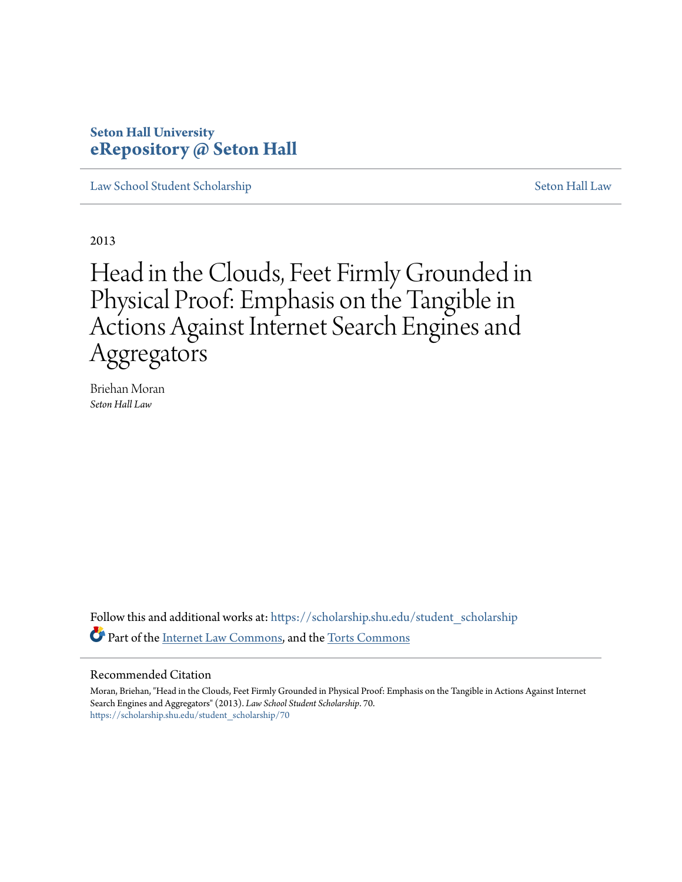Seton Hall University
**eRepository @ Seton Hall**

Law School Student Scholarship | Seton Hall Law

2013

# Head in the Clouds, Feet Firmly Grounded in Physical Proof: Emphasis on the Tangible in Actions Against Internet Search Engines and Aggregators

Briehan Moran
*Seton Hall Law*

Follow this and additional works at: https://scholarship.shu.edu/student_scholarship

Part of the Internet Law Commons, and the Torts Commons

## Recommended Citation

Moran, Briehan, "Head in the Clouds, Feet Firmly Grounded in Physical Proof: Emphasis on the Tangible in Actions Against Internet Search Engines and Aggregators" (2013). *Law School Student Scholarship*. 70.
https://scholarship.shu.edu/student_scholarship/70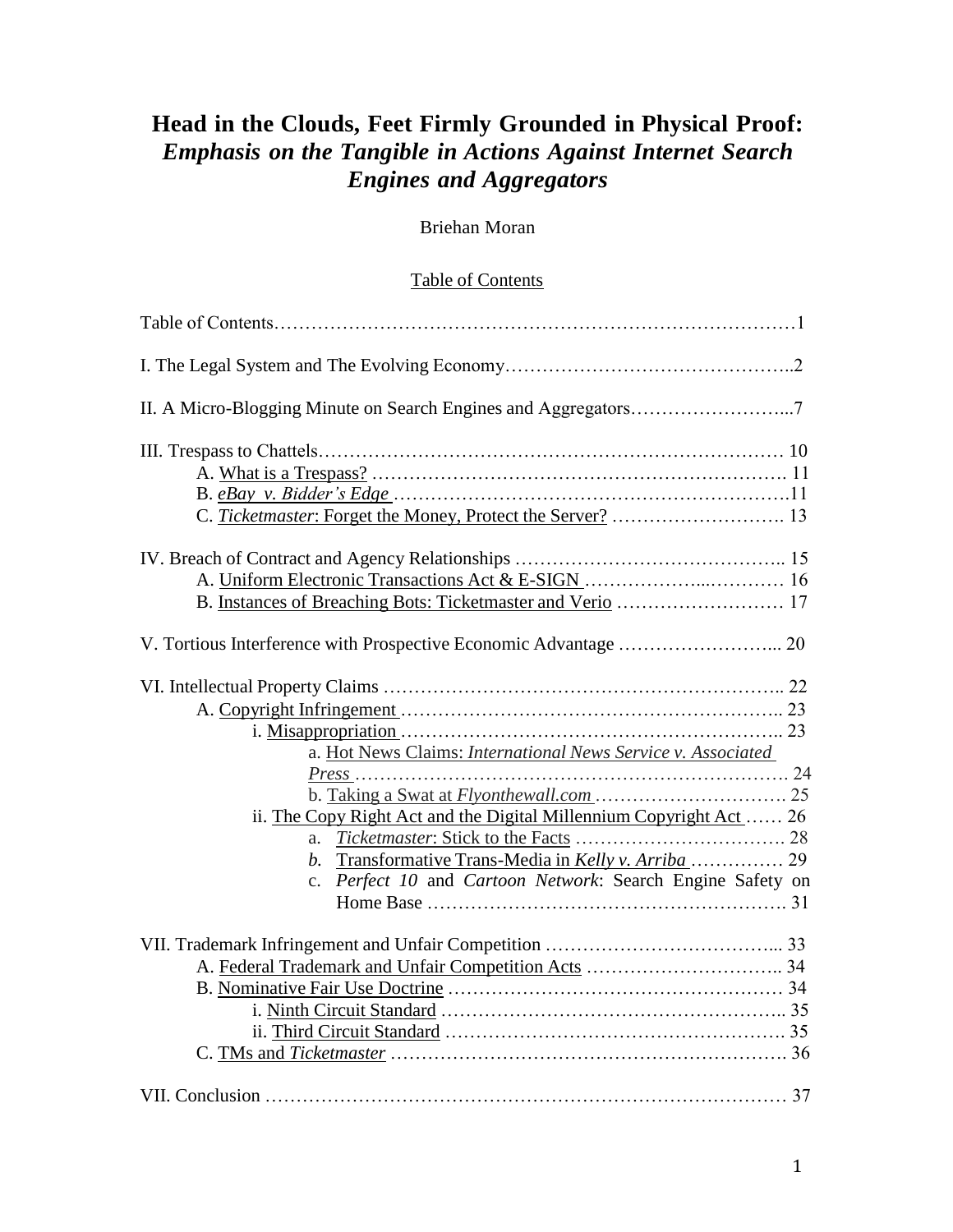# Head in the Clouds, Feet Firmly Grounded in Physical Proof: *Emphasis on the Tangible in Actions Against Internet Search Engines and Aggregators*

Briehan Moran

Table of Contents

Table of Contents……………………………………………………………………1

I. The Legal System and The Evolving Economy……………………………………..2

II. A Micro-Blogging Minute on Search Engines and Aggregators……………………...7

III. Trespass to Chattels……………………………………………………………… 10
- A. What is a Trespass? …………………………………………………………. 11
- B. *eBay v. Bidder's Edge* ……………………………………………………….11
- C. *Ticketmaster*: Forget the Money, Protect the Server? ………………………. 13

IV. Breach of Contract and Agency Relationships …………………………………….. 15
- A. Uniform Electronic Transactions Act & E-SIGN ………………...………… 16
- B. Instances of Breaching Bots: Ticketmaster and Verio ……………………… 17

V. Tortious Interference with Prospective Economic Advantage ……………………... 20

VI. Intellectual Property Claims ……………………………………………………….. 22
- A. Copyright Infringement …………………………………………………….. 23
  - i. Misappropriation …………………………………………………….. 23
    - a. Hot News Claims: *International News Service v. Associated Press* ……………………………………………………………. 24
    - b. Taking a Swat at *Flyonthewall.com* …………………………. 25
  - ii. The Copy Right Act and the Digital Millennium Copyright Act …… 26
    - a. *Ticketmaster*: Stick to the Facts ……………………………. 28
    - *b.* Transformative Trans-Media in *Kelly v. Arriba* …………… 29
    - c. *Perfect 10* and *Cartoon Network*: Search Engine Safety on Home Base ………………………………………………. 31

VII. Trademark Infringement and Unfair Competition ………………………………... 33
- A. Federal Trademark and Unfair Competition Acts ………………………….. 34
- B. Nominative Fair Use Doctrine ……………………………………………… 34
  - i. Ninth Circuit Standard ……………………………………………….. 35
  - ii. Third Circuit Standard ………………………………………………. 35
- C. TMs and *Ticketmaster* ……………………………………………………. 36

VII. Conclusion ……………………………………………………………………… 37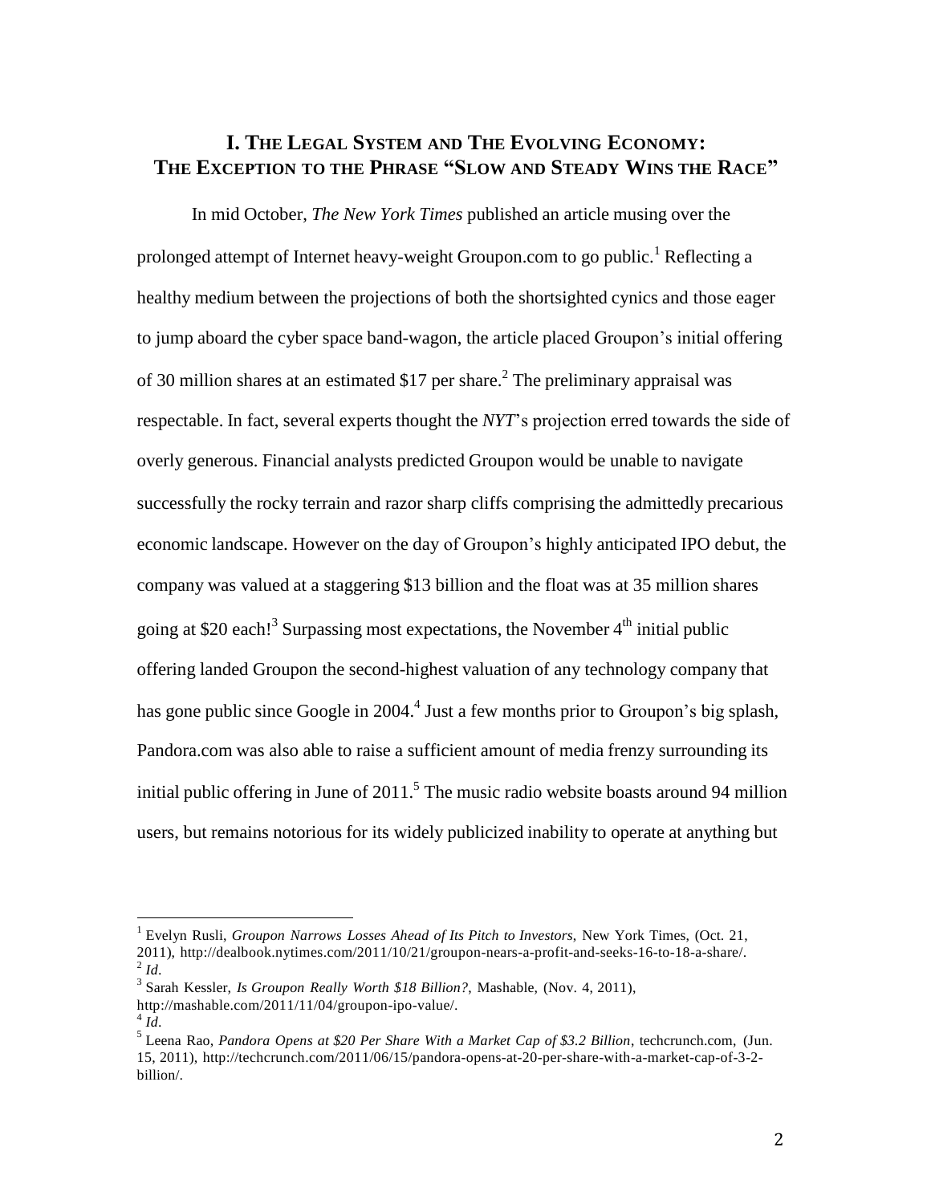## I. The Legal System and The Evolving Economy: The Exception to the Phrase "Slow and Steady Wins the Race"

In mid October, *The New York Times* published an article musing over the prolonged attempt of Internet heavy-weight Groupon.com to go public.[1] Reflecting a healthy medium between the projections of both the shortsighted cynics and those eager to jump aboard the cyber space band-wagon, the article placed Groupon's initial offering of 30 million shares at an estimated $17 per share.[2] The preliminary appraisal was respectable. In fact, several experts thought the *NYT*'s projection erred towards the side of overly generous. Financial analysts predicted Groupon would be unable to navigate successfully the rocky terrain and razor sharp cliffs comprising the admittedly precarious economic landscape. However on the day of Groupon's highly anticipated IPO debut, the company was valued at a staggering $13 billion and the float was at 35 million shares going at $20 each![3] Surpassing most expectations, the November 4th initial public offering landed Groupon the second-highest valuation of any technology company that has gone public since Google in 2004.[4] Just a few months prior to Groupon's big splash, Pandora.com was also able to raise a sufficient amount of media frenzy surrounding its initial public offering in June of 2011.[5] The music radio website boasts around 94 million users, but remains notorious for its widely publicized inability to operate at anything but

---

[1] Evelyn Rusli, *Groupon Narrows Losses Ahead of Its Pitch to Investors*, New York Times, (Oct. 21, 2011), http://dealbook.nytimes.com/2011/10/21/groupon-nears-a-profit-and-seeks-16-to-18-a-share/.

[2] *Id*.

[3] Sarah Kessler, *Is Groupon Really Worth $18 Billion?*, Mashable, (Nov. 4, 2011), http://mashable.com/2011/11/04/groupon-ipo-value/.

[4] *Id*.

[5] Leena Rao, *Pandora Opens at $20 Per Share With a Market Cap of $3.2 Billion*, techcrunch.com, (Jun. 15, 2011), http://techcrunch.com/2011/06/15/pandora-opens-at-20-per-share-with-a-market-cap-of-3-2-billion/.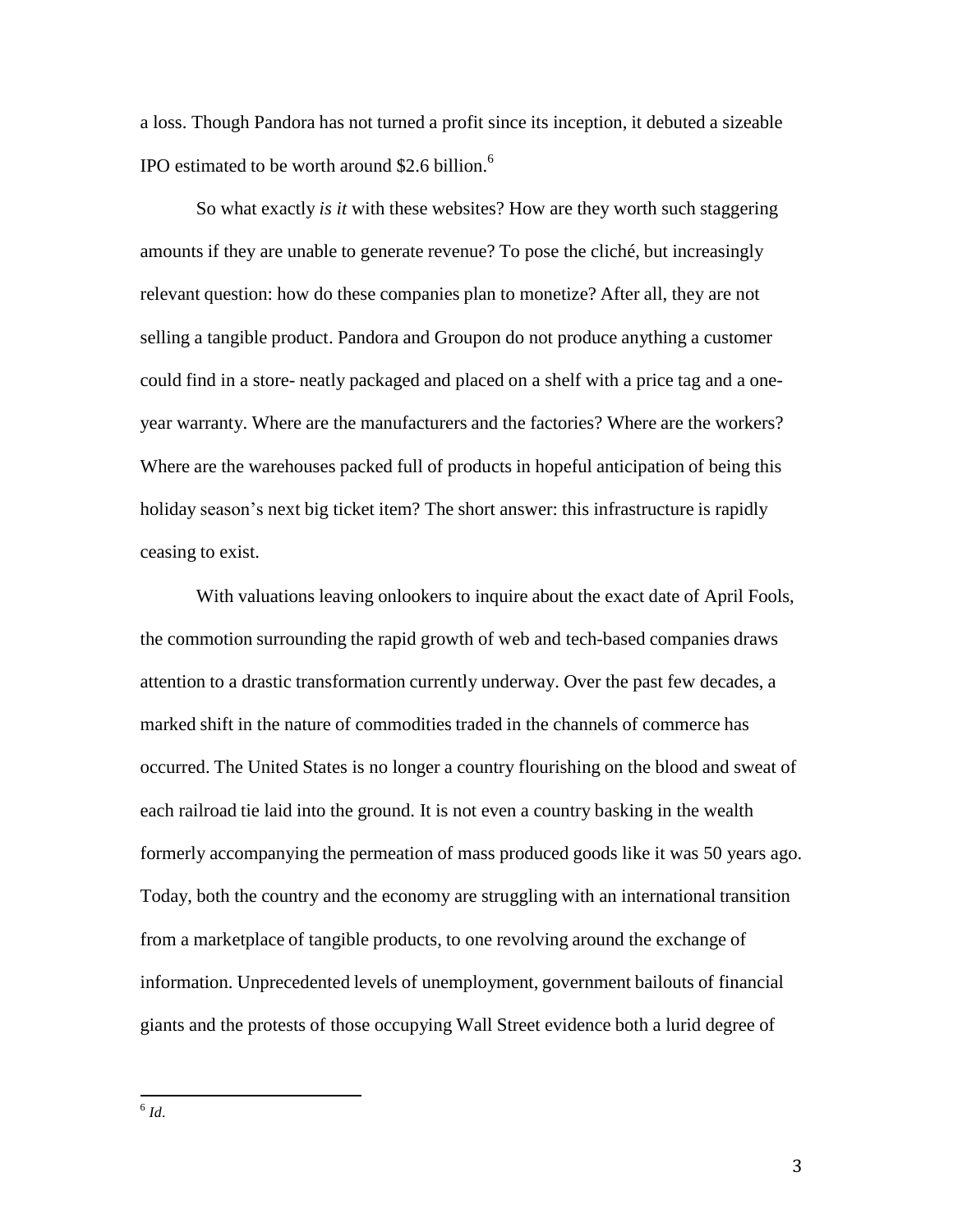a loss. Though Pandora has not turned a profit since its inception, it debuted a sizeable IPO estimated to be worth around $2.6 billion.[6]

So what exactly *is it* with these websites? How are they worth such staggering amounts if they are unable to generate revenue? To pose the cliché, but increasingly relevant question: how do these companies plan to monetize? After all, they are not selling a tangible product. Pandora and Groupon do not produce anything a customer could find in a store- neatly packaged and placed on a shelf with a price tag and a one-year warranty. Where are the manufacturers and the factories? Where are the workers? Where are the warehouses packed full of products in hopeful anticipation of being this holiday season's next big ticket item? The short answer: this infrastructure is rapidly ceasing to exist.

With valuations leaving onlookers to inquire about the exact date of April Fools, the commotion surrounding the rapid growth of web and tech-based companies draws attention to a drastic transformation currently underway. Over the past few decades, a marked shift in the nature of commodities traded in the channels of commerce has occurred. The United States is no longer a country flourishing on the blood and sweat of each railroad tie laid into the ground. It is not even a country basking in the wealth formerly accompanying the permeation of mass produced goods like it was 50 years ago. Today, both the country and the economy are struggling with an international transition from a marketplace of tangible products, to one revolving around the exchange of information. Unprecedented levels of unemployment, government bailouts of financial giants and the protests of those occupying Wall Street evidence both a lurid degree of

---

[6] *Id*.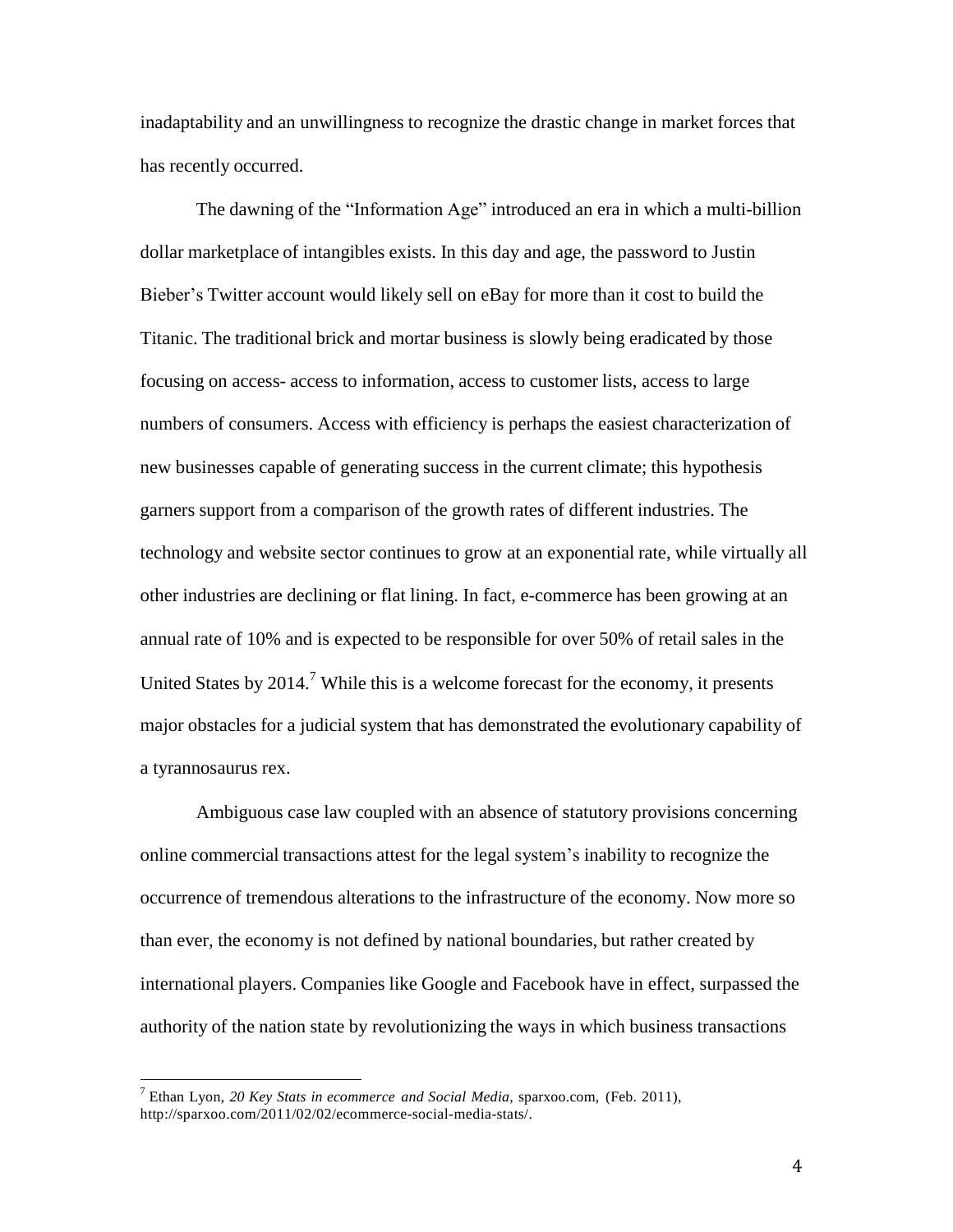inadaptability and an unwillingness to recognize the drastic change in market forces that has recently occurred.

The dawning of the "Information Age" introduced an era in which a multi-billion dollar marketplace of intangibles exists. In this day and age, the password to Justin Bieber's Twitter account would likely sell on eBay for more than it cost to build the Titanic. The traditional brick and mortar business is slowly being eradicated by those focusing on access- access to information, access to customer lists, access to large numbers of consumers. Access with efficiency is perhaps the easiest characterization of new businesses capable of generating success in the current climate; this hypothesis garners support from a comparison of the growth rates of different industries. The technology and website sector continues to grow at an exponential rate, while virtually all other industries are declining or flat lining. In fact, e-commerce has been growing at an annual rate of 10% and is expected to be responsible for over 50% of retail sales in the United States by 2014.[7] While this is a welcome forecast for the economy, it presents major obstacles for a judicial system that has demonstrated the evolutionary capability of a tyrannosaurus rex.

Ambiguous case law coupled with an absence of statutory provisions concerning online commercial transactions attest for the legal system's inability to recognize the occurrence of tremendous alterations to the infrastructure of the economy. Now more so than ever, the economy is not defined by national boundaries, but rather created by international players. Companies like Google and Facebook have in effect, surpassed the authority of the nation state by revolutionizing the ways in which business transactions

---

[7] Ethan Lyon, *20 Key Stats in ecommerce and Social Media*, sparxoo.com, (Feb. 2011), http://sparxoo.com/2011/02/02/ecommerce-social-media-stats/.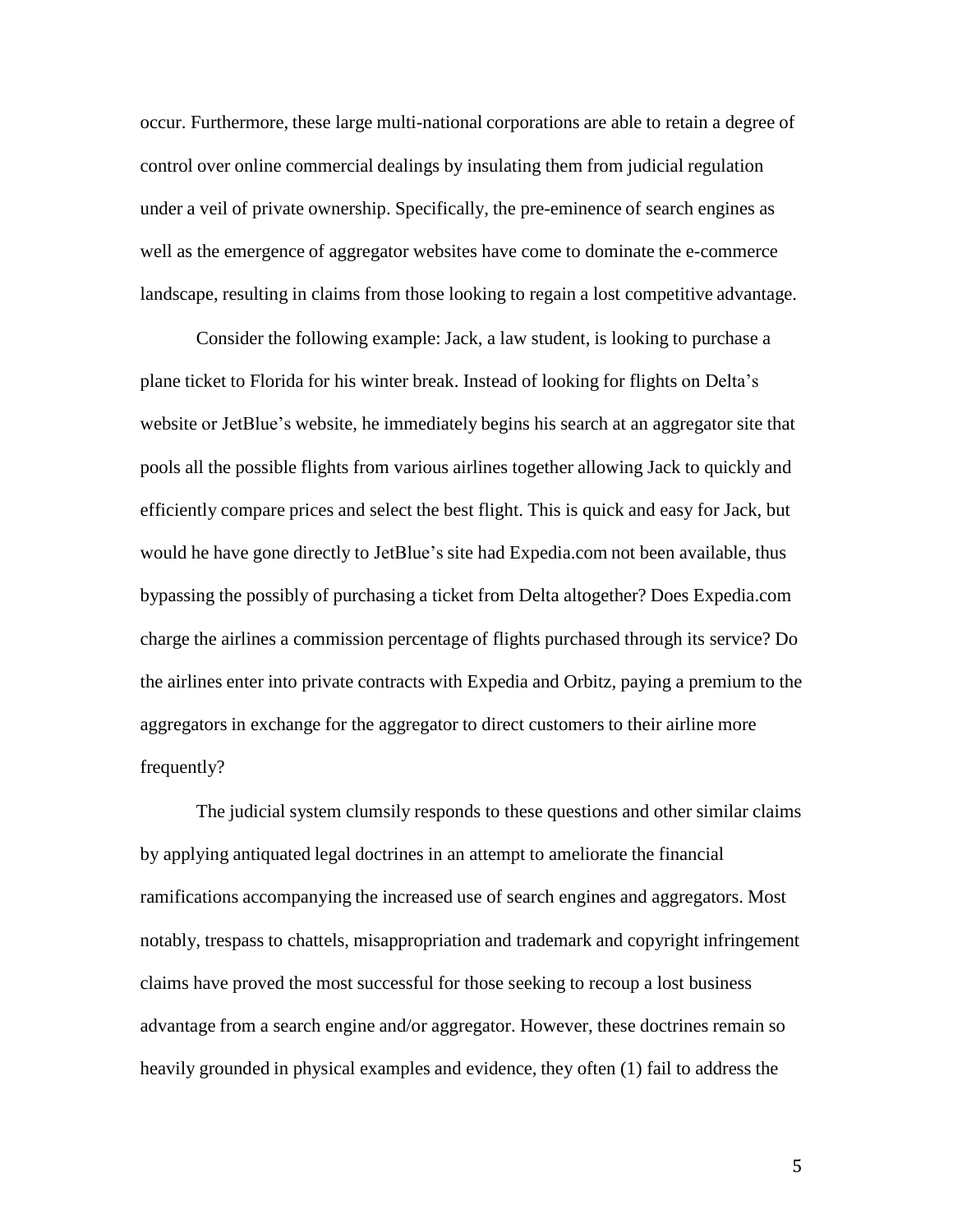occur. Furthermore, these large multi-national corporations are able to retain a degree of control over online commercial dealings by insulating them from judicial regulation under a veil of private ownership. Specifically, the pre-eminence of search engines as well as the emergence of aggregator websites have come to dominate the e-commerce landscape, resulting in claims from those looking to regain a lost competitive advantage.

Consider the following example: Jack, a law student, is looking to purchase a plane ticket to Florida for his winter break. Instead of looking for flights on Delta's website or JetBlue's website, he immediately begins his search at an aggregator site that pools all the possible flights from various airlines together allowing Jack to quickly and efficiently compare prices and select the best flight. This is quick and easy for Jack, but would he have gone directly to JetBlue's site had Expedia.com not been available, thus bypassing the possibly of purchasing a ticket from Delta altogether? Does Expedia.com charge the airlines a commission percentage of flights purchased through its service? Do the airlines enter into private contracts with Expedia and Orbitz, paying a premium to the aggregators in exchange for the aggregator to direct customers to their airline more frequently?

The judicial system clumsily responds to these questions and other similar claims by applying antiquated legal doctrines in an attempt to ameliorate the financial ramifications accompanying the increased use of search engines and aggregators. Most notably, trespass to chattels, misappropriation and trademark and copyright infringement claims have proved the most successful for those seeking to recoup a lost business advantage from a search engine and/or aggregator. However, these doctrines remain so heavily grounded in physical examples and evidence, they often (1) fail to address the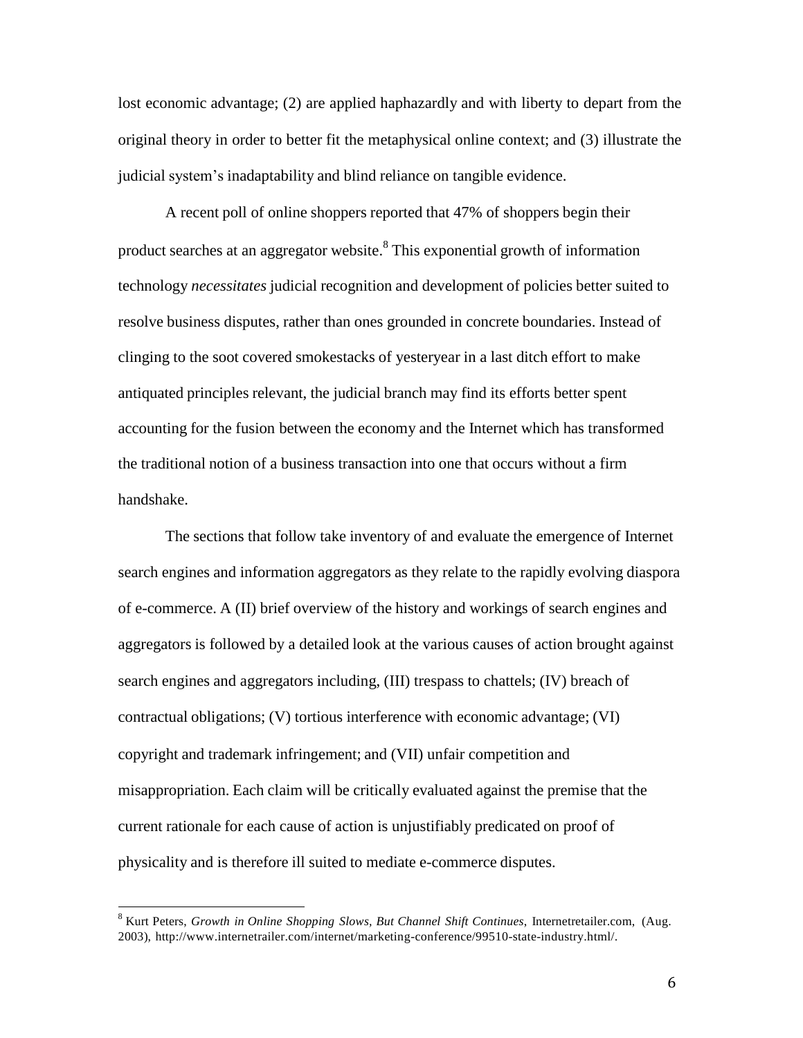lost economic advantage; (2) are applied haphazardly and with liberty to depart from the original theory in order to better fit the metaphysical online context; and (3) illustrate the judicial system's inadaptability and blind reliance on tangible evidence.

A recent poll of online shoppers reported that 47% of shoppers begin their product searches at an aggregator website.[8] This exponential growth of information technology *necessitates* judicial recognition and development of policies better suited to resolve business disputes, rather than ones grounded in concrete boundaries. Instead of clinging to the soot covered smokestacks of yesteryear in a last ditch effort to make antiquated principles relevant, the judicial branch may find its efforts better spent accounting for the fusion between the economy and the Internet which has transformed the traditional notion of a business transaction into one that occurs without a firm handshake.

The sections that follow take inventory of and evaluate the emergence of Internet search engines and information aggregators as they relate to the rapidly evolving diaspora of e-commerce. A (II) brief overview of the history and workings of search engines and aggregators is followed by a detailed look at the various causes of action brought against search engines and aggregators including, (III) trespass to chattels; (IV) breach of contractual obligations; (V) tortious interference with economic advantage; (VI) copyright and trademark infringement; and (VII) unfair competition and misappropriation. Each claim will be critically evaluated against the premise that the current rationale for each cause of action is unjustifiably predicated on proof of physicality and is therefore ill suited to mediate e-commerce disputes.

---

[8] Kurt Peters, *Growth in Online Shopping Slows, But Channel Shift Continues*, Internetretailer.com, (Aug. 2003), http://www.internetrailer.com/internet/marketing-conference/99510-state-industry.html/.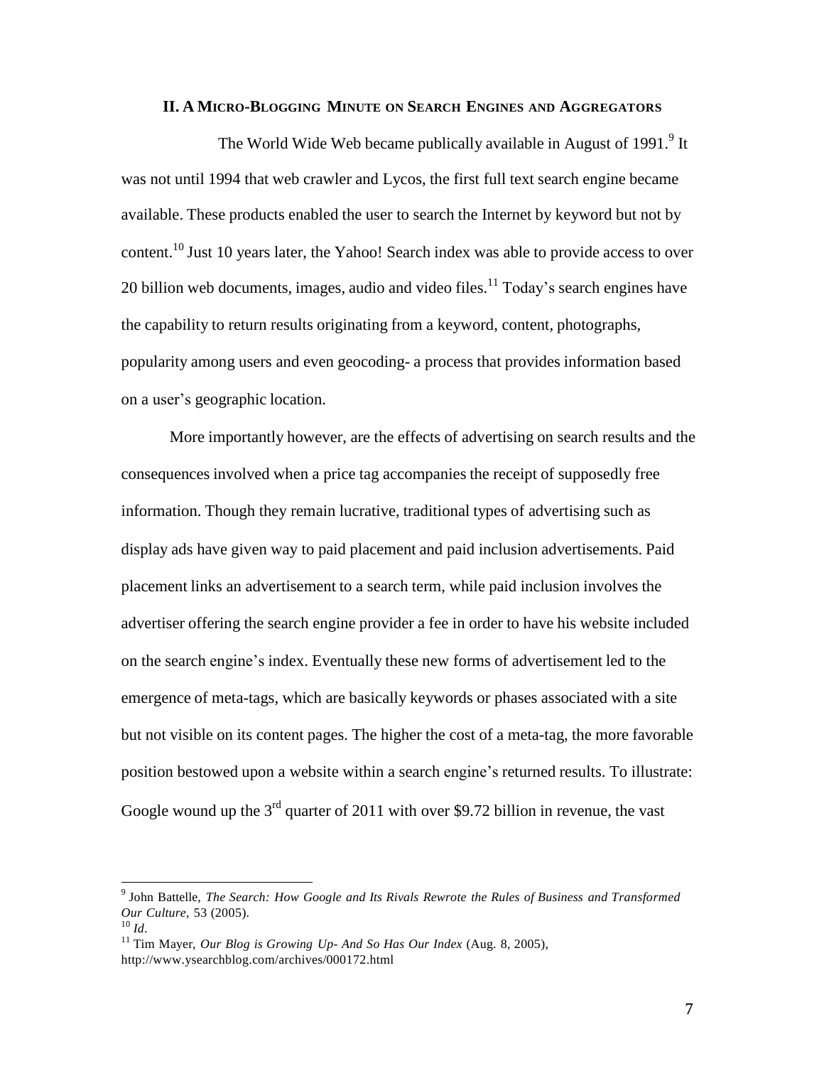## II. A MICRO-BLOGGING MINUTE ON SEARCH ENGINES AND AGGREGATORS

The World Wide Web became publically available in August of 1991.[9] It was not until 1994 that web crawler and Lycos, the first full text search engine became available. These products enabled the user to search the Internet by keyword but not by content.[10] Just 10 years later, the Yahoo! Search index was able to provide access to over 20 billion web documents, images, audio and video files.[11] Today's search engines have the capability to return results originating from a keyword, content, photographs, popularity among users and even geocoding- a process that provides information based on a user's geographic location.

More importantly however, are the effects of advertising on search results and the consequences involved when a price tag accompanies the receipt of supposedly free information. Though they remain lucrative, traditional types of advertising such as display ads have given way to paid placement and paid inclusion advertisements. Paid placement links an advertisement to a search term, while paid inclusion involves the advertiser offering the search engine provider a fee in order to have his website included on the search engine's index. Eventually these new forms of advertisement led to the emergence of meta-tags, which are basically keywords or phases associated with a site but not visible on its content pages. The higher the cost of a meta-tag, the more favorable position bestowed upon a website within a search engine's returned results. To illustrate: Google wound up the 3rd quarter of 2011 with over $9.72 billion in revenue, the vast

---

[9] John Battelle, *The Search: How Google and Its Rivals Rewrote the Rules of Business and Transformed Our Culture*, 53 (2005).

[10] *Id*.

[11] Tim Mayer, *Our Blog is Growing Up- And So Has Our Index* (Aug. 8, 2005), http://www.ysearchblog.com/archives/000172.html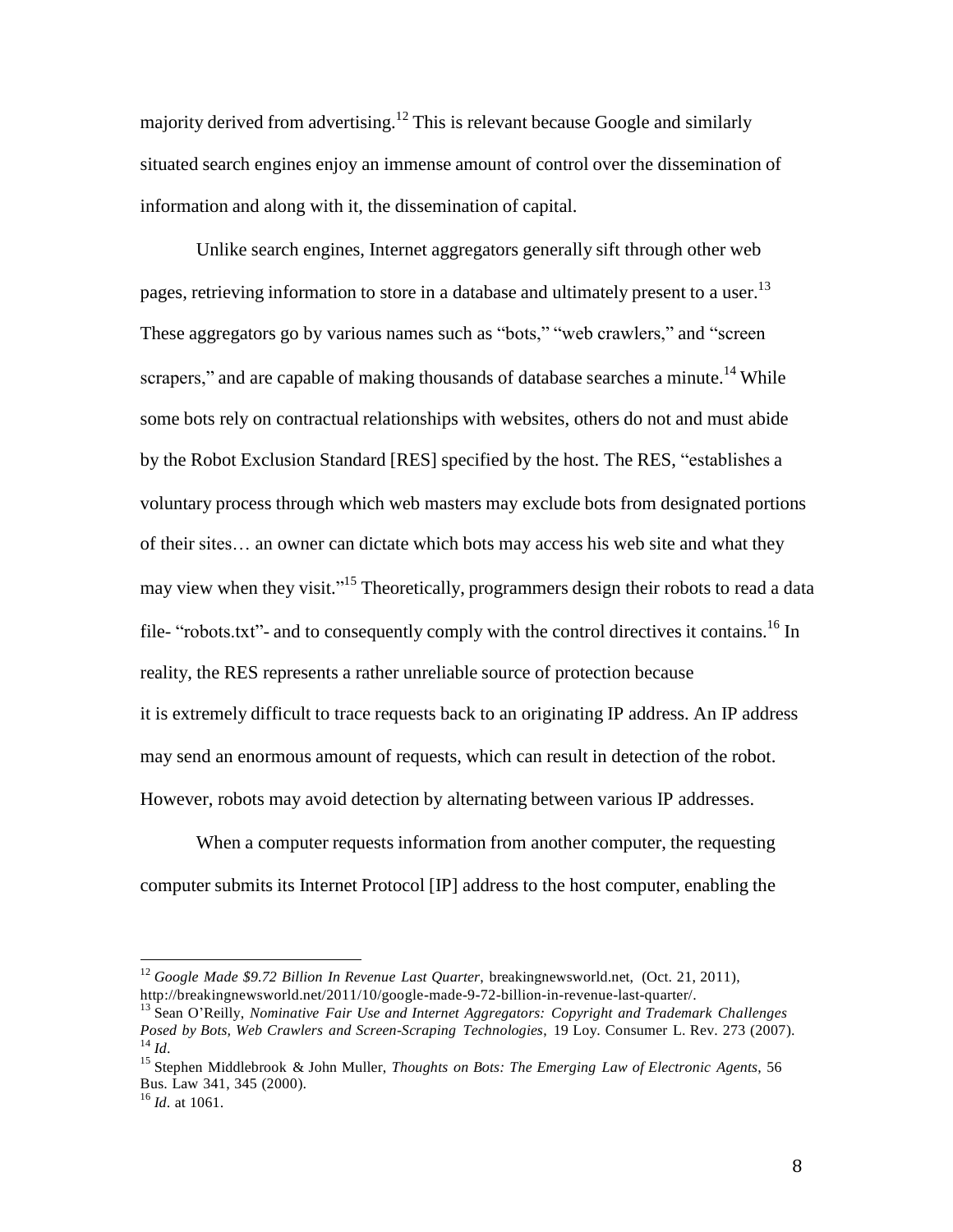majority derived from advertising.[12] This is relevant because Google and similarly situated search engines enjoy an immense amount of control over the dissemination of information and along with it, the dissemination of capital.

Unlike search engines, Internet aggregators generally sift through other web pages, retrieving information to store in a database and ultimately present to a user.[13] These aggregators go by various names such as "bots," "web crawlers," and "screen scrapers," and are capable of making thousands of database searches a minute.[14] While some bots rely on contractual relationships with websites, others do not and must abide by the Robot Exclusion Standard [RES] specified by the host. The RES, "establishes a voluntary process through which web masters may exclude bots from designated portions of their sites… an owner can dictate which bots may access his web site and what they may view when they visit."[15] Theoretically, programmers design their robots to read a data file- "robots.txt"- and to consequently comply with the control directives it contains.[16] In reality, the RES represents a rather unreliable source of protection because it is extremely difficult to trace requests back to an originating IP address. An IP address may send an enormous amount of requests, which can result in detection of the robot. However, robots may avoid detection by alternating between various IP addresses.

When a computer requests information from another computer, the requesting computer submits its Internet Protocol [IP] address to the host computer, enabling the

---

[12] *Google Made $9.72 Billion In Revenue Last Quarter*, breakingnewsworld.net, (Oct. 21, 2011), http://breakingnewsworld.net/2011/10/google-made-9-72-billion-in-revenue-last-quarter/.

[13] Sean O'Reilly, *Nominative Fair Use and Internet Aggregators: Copyright and Trademark Challenges Posed by Bots, Web Crawlers and Screen-Scraping Technologies*, 19 Loy. Consumer L. Rev. 273 (2007).

[14] *Id*.

[15] Stephen Middlebrook & John Muller, *Thoughts on Bots: The Emerging Law of Electronic Agents*, 56 Bus. Law 341, 345 (2000).

[16] *Id*. at 1061.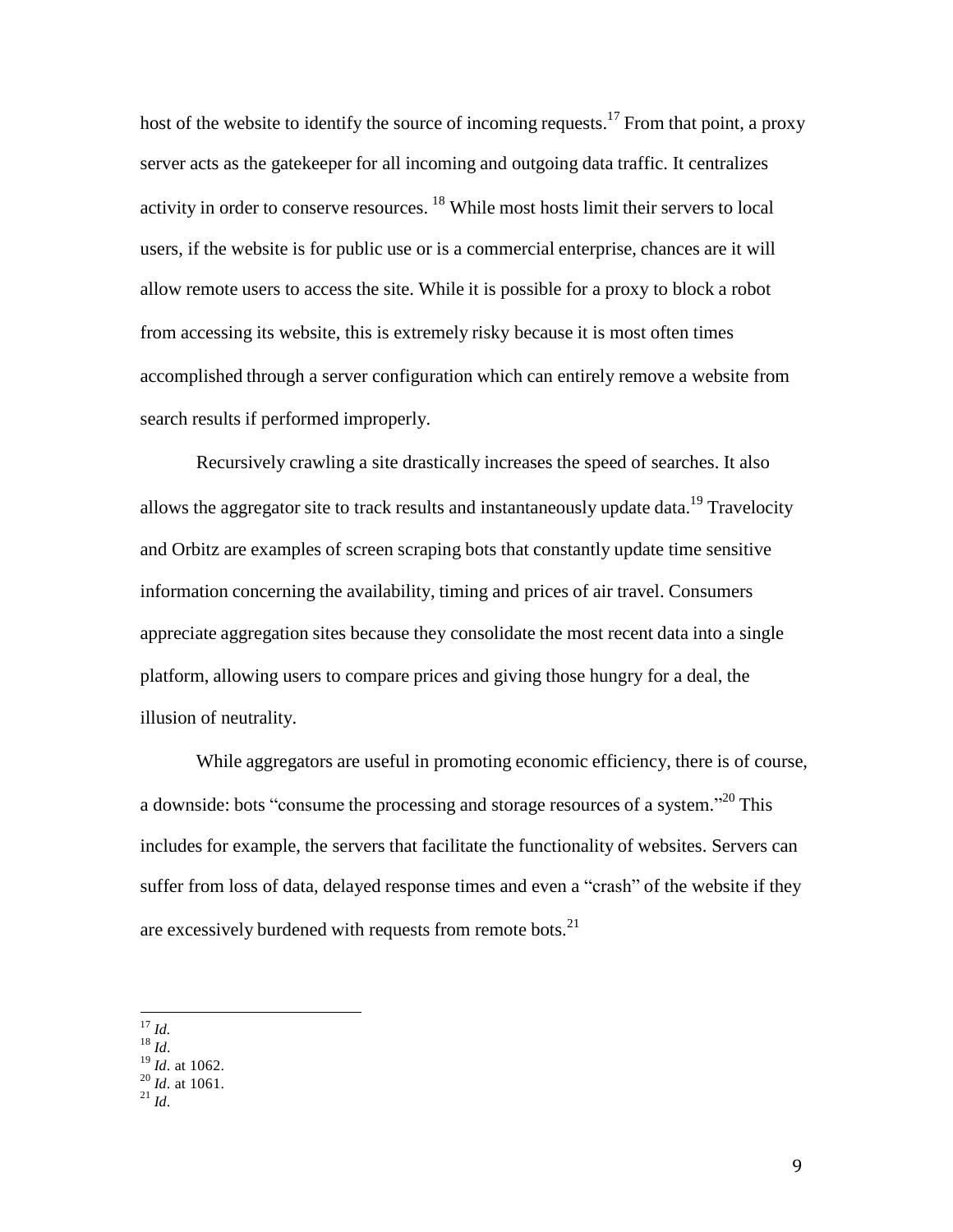host of the website to identify the source of incoming requests.[17] From that point, a proxy server acts as the gatekeeper for all incoming and outgoing data traffic. It centralizes activity in order to conserve resources. [18] While most hosts limit their servers to local users, if the website is for public use or is a commercial enterprise, chances are it will allow remote users to access the site. While it is possible for a proxy to block a robot from accessing its website, this is extremely risky because it is most often times accomplished through a server configuration which can entirely remove a website from search results if performed improperly.

Recursively crawling a site drastically increases the speed of searches. It also allows the aggregator site to track results and instantaneously update data.[19] Travelocity and Orbitz are examples of screen scraping bots that constantly update time sensitive information concerning the availability, timing and prices of air travel. Consumers appreciate aggregation sites because they consolidate the most recent data into a single platform, allowing users to compare prices and giving those hungry for a deal, the illusion of neutrality.

While aggregators are useful in promoting economic efficiency, there is of course, a downside: bots "consume the processing and storage resources of a system."[20] This includes for example, the servers that facilitate the functionality of websites. Servers can suffer from loss of data, delayed response times and even a "crash" of the website if they are excessively burdened with requests from remote bots.[21]

---

[17] *Id.*

[18] *Id*.

[19] *Id*. at 1062.

[20] *Id*. at 1061.

[21] *Id*.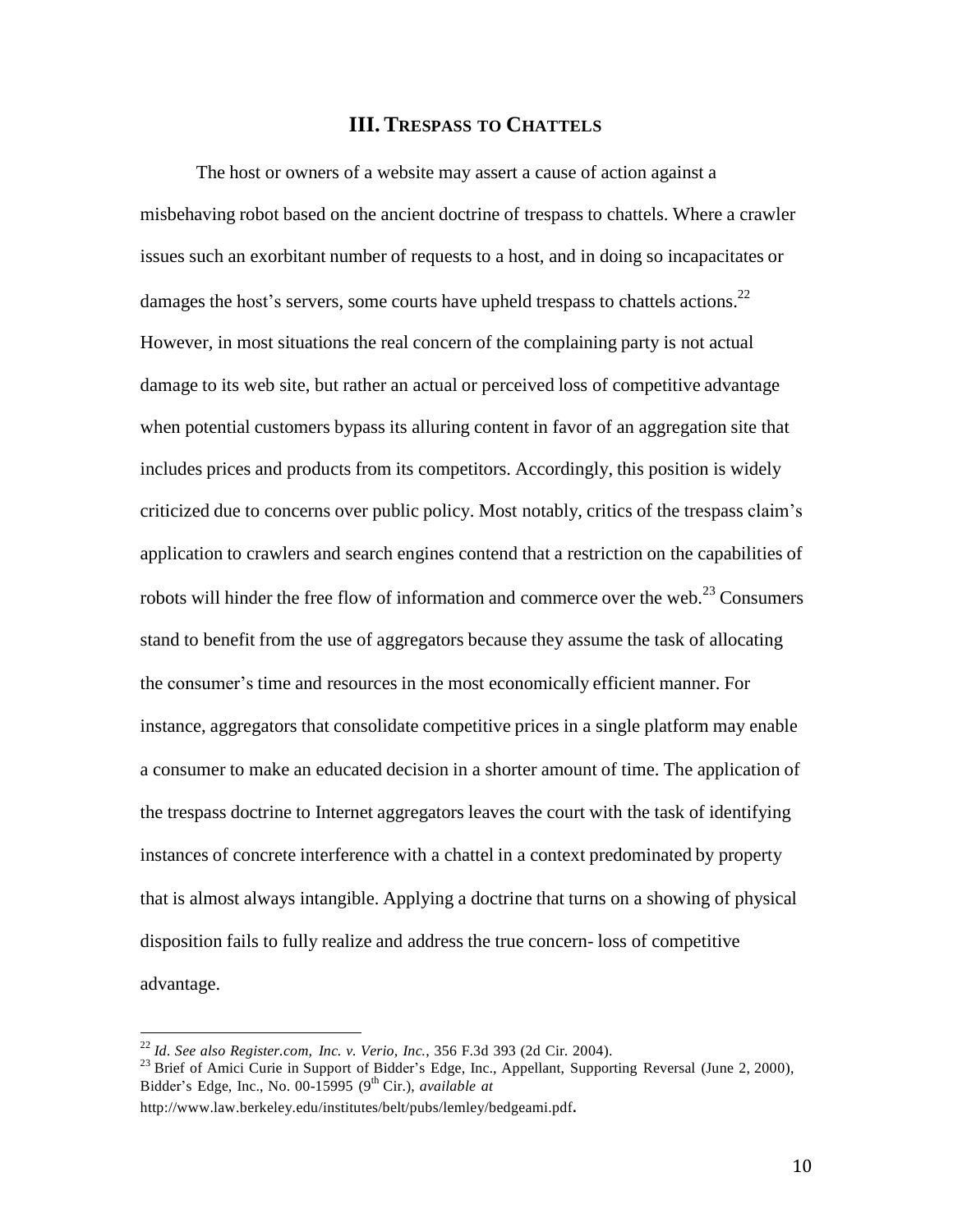## III. TRESPASS TO CHATTELS

The host or owners of a website may assert a cause of action against a misbehaving robot based on the ancient doctrine of trespass to chattels. Where a crawler issues such an exorbitant number of requests to a host, and in doing so incapacitates or damages the host's servers, some courts have upheld trespass to chattels actions.[22] However, in most situations the real concern of the complaining party is not actual damage to its web site, but rather an actual or perceived loss of competitive advantage when potential customers bypass its alluring content in favor of an aggregation site that includes prices and products from its competitors. Accordingly, this position is widely criticized due to concerns over public policy. Most notably, critics of the trespass claim's application to crawlers and search engines contend that a restriction on the capabilities of robots will hinder the free flow of information and commerce over the web.[23] Consumers stand to benefit from the use of aggregators because they assume the task of allocating the consumer's time and resources in the most economically efficient manner. For instance, aggregators that consolidate competitive prices in a single platform may enable a consumer to make an educated decision in a shorter amount of time. The application of the trespass doctrine to Internet aggregators leaves the court with the task of identifying instances of concrete interference with a chattel in a context predominated by property that is almost always intangible. Applying a doctrine that turns on a showing of physical disposition fails to fully realize and address the true concern- loss of competitive advantage.

---

[22] *Id*. *See also Register.com, Inc. v. Verio, Inc.*, 356 F.3d 393 (2d Cir. 2004).

[23] Brief of Amici Curie in Support of Bidder's Edge, Inc., Appellant, Supporting Reversal (June 2, 2000), Bidder's Edge, Inc., No. 00-15995 (9th Cir.), *available at* http://www.law.berkeley.edu/institutes/belt/pubs/lemley/bedgeami.pdf.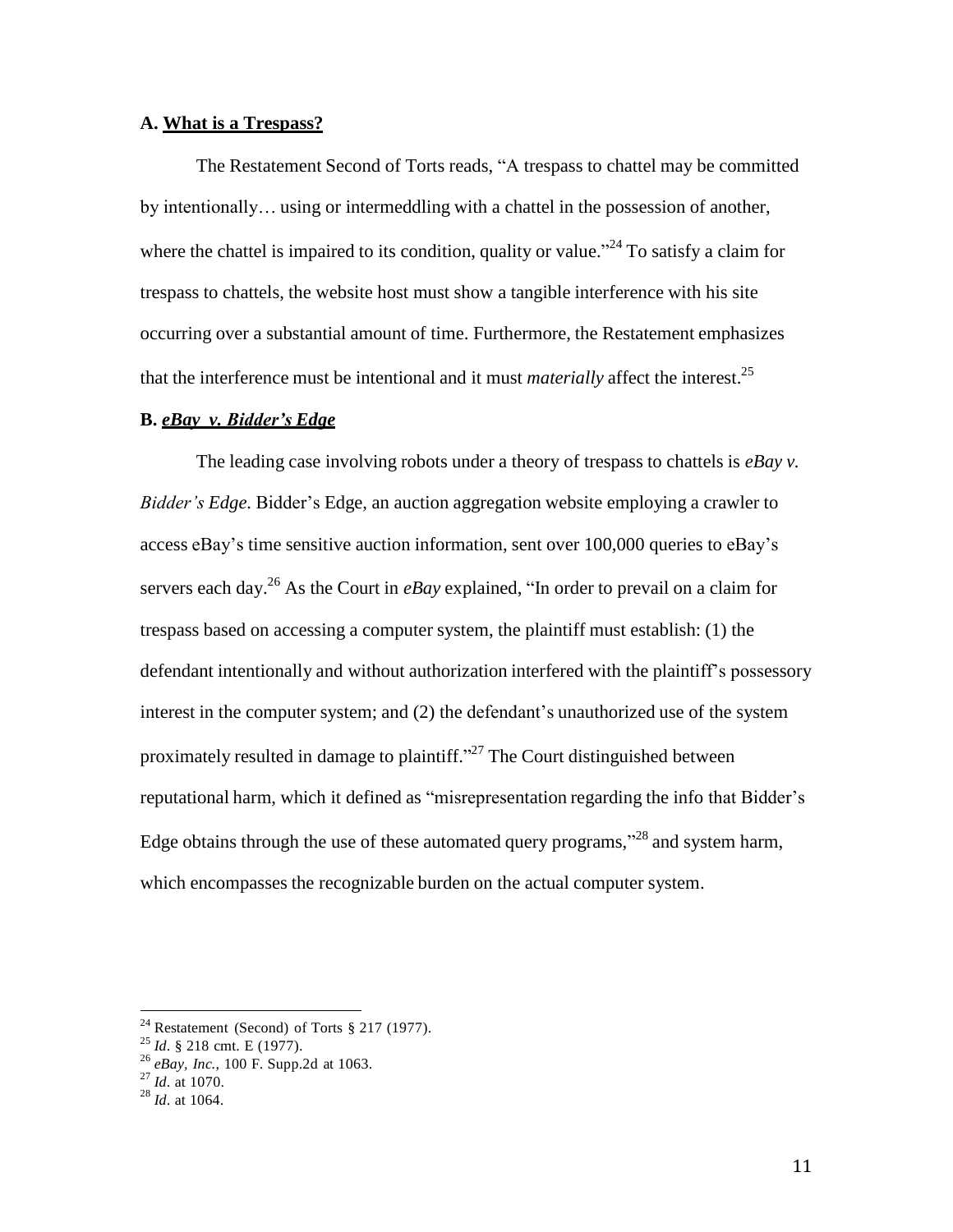### A. What is a Trespass?

The Restatement Second of Torts reads, "A trespass to chattel may be committed by intentionally… using or intermeddling with a chattel in the possession of another, where the chattel is impaired to its condition, quality or value."[24] To satisfy a claim for trespass to chattels, the website host must show a tangible interference with his site occurring over a substantial amount of time. Furthermore, the Restatement emphasizes that the interference must be intentional and it must *materially* affect the interest.[25]

### B. *eBay v. Bidder's Edge*

The leading case involving robots under a theory of trespass to chattels is *eBay v. Bidder's Edge*. Bidder's Edge, an auction aggregation website employing a crawler to access eBay's time sensitive auction information, sent over 100,000 queries to eBay's servers each day.[26] As the Court in *eBay* explained, "In order to prevail on a claim for trespass based on accessing a computer system, the plaintiff must establish: (1) the defendant intentionally and without authorization interfered with the plaintiff's possessory interest in the computer system; and (2) the defendant's unauthorized use of the system proximately resulted in damage to plaintiff."[27] The Court distinguished between reputational harm, which it defined as "misrepresentation regarding the info that Bidder's Edge obtains through the use of these automated query programs,"[28] and system harm, which encompasses the recognizable burden on the actual computer system.

---

[24] Restatement (Second) of Torts § 217 (1977).

[25] *Id*. § 218 cmt. E (1977).

[26] *eBay, Inc.*, 100 F. Supp.2d at 1063.

[27] *Id*. at 1070.

[28] *Id*. at 1064.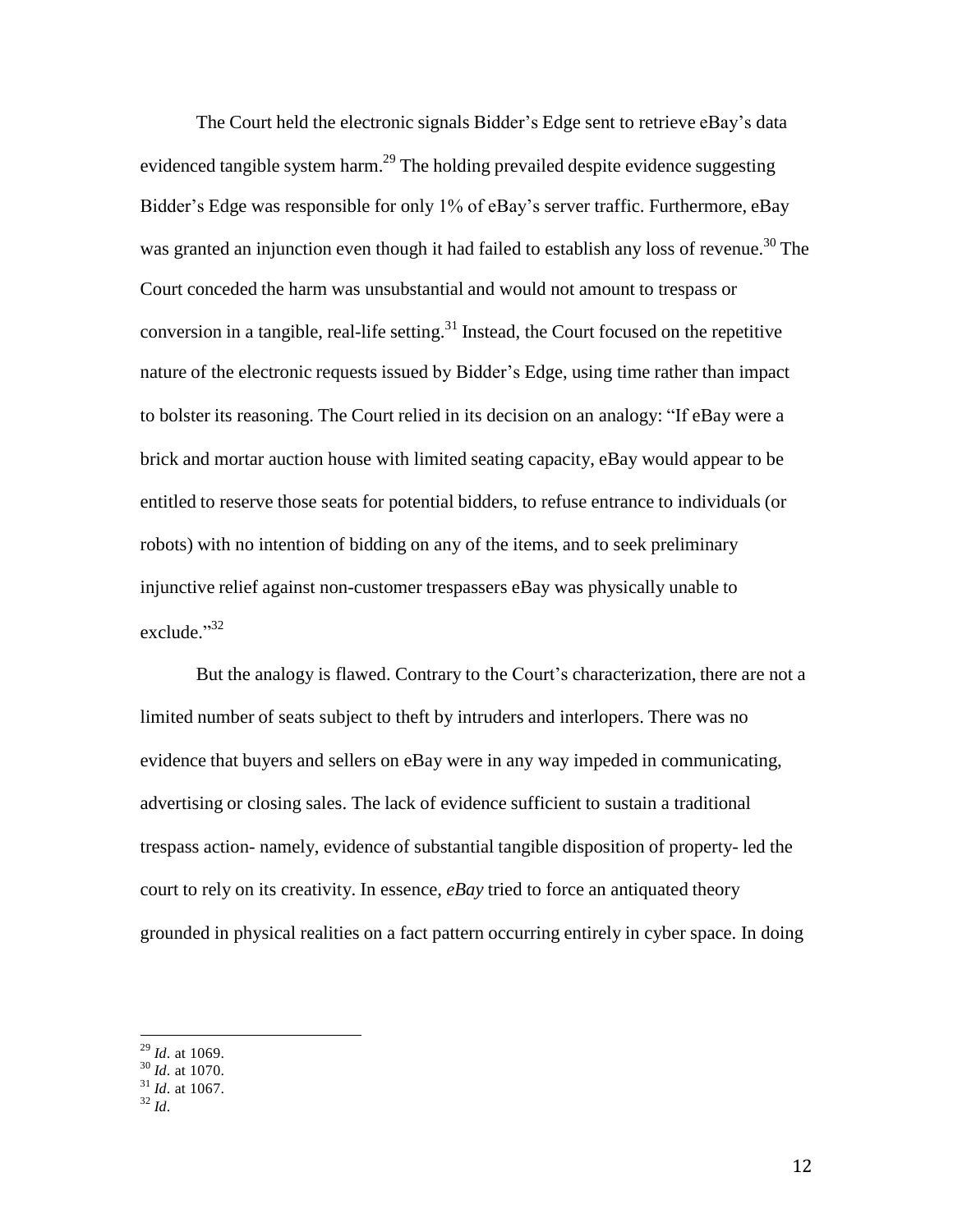The Court held the electronic signals Bidder's Edge sent to retrieve eBay's data evidenced tangible system harm.[29] The holding prevailed despite evidence suggesting Bidder's Edge was responsible for only 1% of eBay's server traffic. Furthermore, eBay was granted an injunction even though it had failed to establish any loss of revenue.[30] The Court conceded the harm was unsubstantial and would not amount to trespass or conversion in a tangible, real-life setting.[31] Instead, the Court focused on the repetitive nature of the electronic requests issued by Bidder's Edge, using time rather than impact to bolster its reasoning. The Court relied in its decision on an analogy: "If eBay were a brick and mortar auction house with limited seating capacity, eBay would appear to be entitled to reserve those seats for potential bidders, to refuse entrance to individuals (or robots) with no intention of bidding on any of the items, and to seek preliminary injunctive relief against non-customer trespassers eBay was physically unable to exclude."[32]

But the analogy is flawed. Contrary to the Court's characterization, there are not a limited number of seats subject to theft by intruders and interlopers. There was no evidence that buyers and sellers on eBay were in any way impeded in communicating, advertising or closing sales. The lack of evidence sufficient to sustain a traditional trespass action- namely, evidence of substantial tangible disposition of property- led the court to rely on its creativity. In essence, *eBay* tried to force an antiquated theory grounded in physical realities on a fact pattern occurring entirely in cyber space. In doing

[29] *Id*. at 1069.
[30] *Id*. at 1070.
[31] *Id*. at 1067.
[32] *Id*.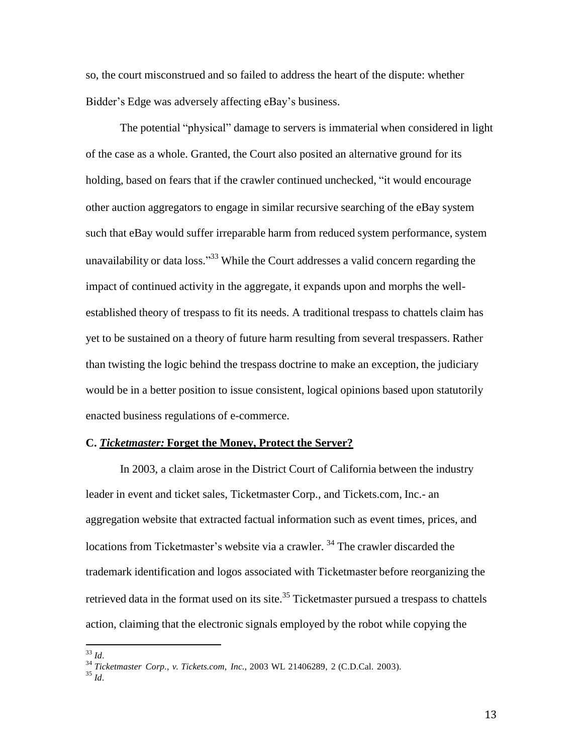so, the court misconstrued and so failed to address the heart of the dispute: whether Bidder's Edge was adversely affecting eBay's business.

The potential "physical" damage to servers is immaterial when considered in light of the case as a whole. Granted, the Court also posited an alternative ground for its holding, based on fears that if the crawler continued unchecked, "it would encourage other auction aggregators to engage in similar recursive searching of the eBay system such that eBay would suffer irreparable harm from reduced system performance, system unavailability or data loss."[33] While the Court addresses a valid concern regarding the impact of continued activity in the aggregate, it expands upon and morphs the well-established theory of trespass to fit its needs. A traditional trespass to chattels claim has yet to be sustained on a theory of future harm resulting from several trespassers. Rather than twisting the logic behind the trespass doctrine to make an exception, the judiciary would be in a better position to issue consistent, logical opinions based upon statutorily enacted business regulations of e-commerce.

### C. *Ticketmaster:* Forget the Money, Protect the Server?

In 2003, a claim arose in the District Court of California between the industry leader in event and ticket sales, Ticketmaster Corp., and Tickets.com, Inc.- an aggregation website that extracted factual information such as event times, prices, and locations from Ticketmaster's website via a crawler. [34] The crawler discarded the trademark identification and logos associated with Ticketmaster before reorganizing the retrieved data in the format used on its site.[35] Ticketmaster pursued a trespass to chattels action, claiming that the electronic signals employed by the robot while copying the

---

[33] *Id*.

[34] *Ticketmaster Corp., v. Tickets.com, Inc.*, 2003 WL 21406289, 2 (C.D.Cal. 2003).

[35] *Id*.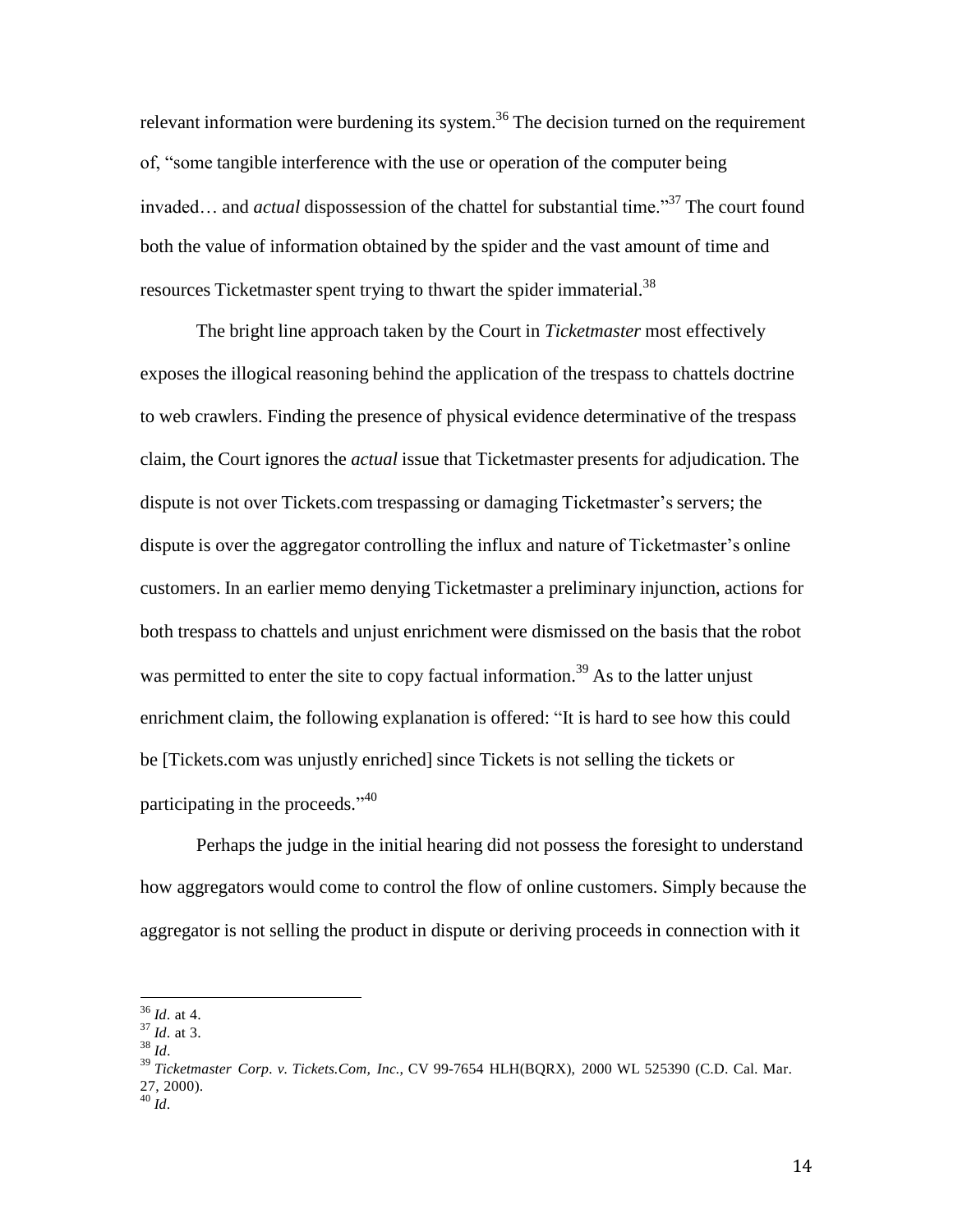relevant information were burdening its system.[36] The decision turned on the requirement of, "some tangible interference with the use or operation of the computer being invaded… and *actual* dispossession of the chattel for substantial time."[37] The court found both the value of information obtained by the spider and the vast amount of time and resources Ticketmaster spent trying to thwart the spider immaterial.[38]

The bright line approach taken by the Court in *Ticketmaster* most effectively exposes the illogical reasoning behind the application of the trespass to chattels doctrine to web crawlers. Finding the presence of physical evidence determinative of the trespass claim, the Court ignores the *actual* issue that Ticketmaster presents for adjudication. The dispute is not over Tickets.com trespassing or damaging Ticketmaster's servers; the dispute is over the aggregator controlling the influx and nature of Ticketmaster's online customers. In an earlier memo denying Ticketmaster a preliminary injunction, actions for both trespass to chattels and unjust enrichment were dismissed on the basis that the robot was permitted to enter the site to copy factual information.[39] As to the latter unjust enrichment claim, the following explanation is offered: "It is hard to see how this could be [Tickets.com was unjustly enriched] since Tickets is not selling the tickets or participating in the proceeds."[40]

Perhaps the judge in the initial hearing did not possess the foresight to understand how aggregators would come to control the flow of online customers. Simply because the aggregator is not selling the product in dispute or deriving proceeds in connection with it

---

[36] *Id*. at 4.
[37] *Id*. at 3.
[38] *Id*.
[39] *Ticketmaster Corp. v. Tickets.Com, Inc.*, CV 99-7654 HLH(BQRX), 2000 WL 525390 (C.D. Cal. Mar. 27, 2000).
[40] *Id*.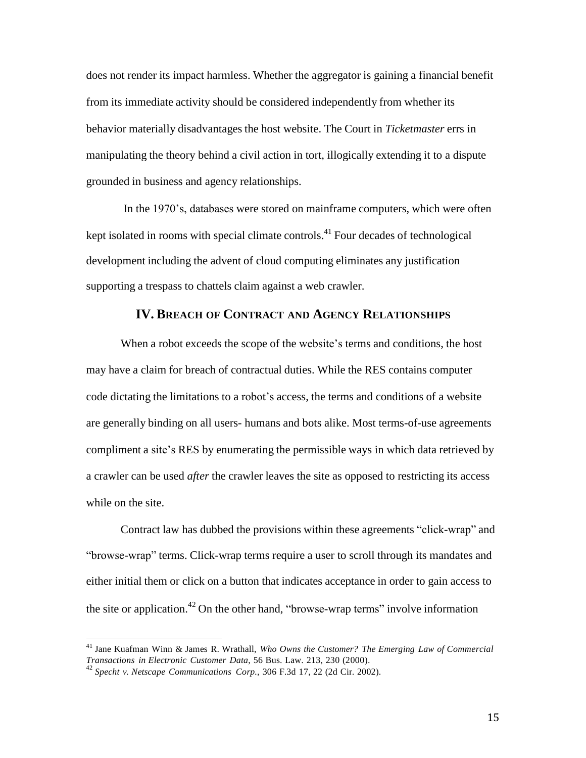does not render its impact harmless. Whether the aggregator is gaining a financial benefit from its immediate activity should be considered independently from whether its behavior materially disadvantages the host website. The Court in *Ticketmaster* errs in manipulating the theory behind a civil action in tort, illogically extending it to a dispute grounded in business and agency relationships.

In the 1970's, databases were stored on mainframe computers, which were often kept isolated in rooms with special climate controls.[41] Four decades of technological development including the advent of cloud computing eliminates any justification supporting a trespass to chattels claim against a web crawler.

## IV. Breach of Contract and Agency Relationships

When a robot exceeds the scope of the website's terms and conditions, the host may have a claim for breach of contractual duties. While the RES contains computer code dictating the limitations to a robot's access, the terms and conditions of a website are generally binding on all users- humans and bots alike. Most terms-of-use agreements compliment a site's RES by enumerating the permissible ways in which data retrieved by a crawler can be used *after* the crawler leaves the site as opposed to restricting its access while on the site.

Contract law has dubbed the provisions within these agreements "click-wrap" and "browse-wrap" terms. Click-wrap terms require a user to scroll through its mandates and either initial them or click on a button that indicates acceptance in order to gain access to the site or application.[42] On the other hand, "browse-wrap terms" involve information

---

[41] Jane Kuafman Winn & James R. Wrathall, *Who Owns the Customer? The Emerging Law of Commercial Transactions in Electronic Customer Data*, 56 Bus. Law. 213, 230 (2000).

[42] *Specht v. Netscape Communications Corp.*, 306 F.3d 17, 22 (2d Cir. 2002).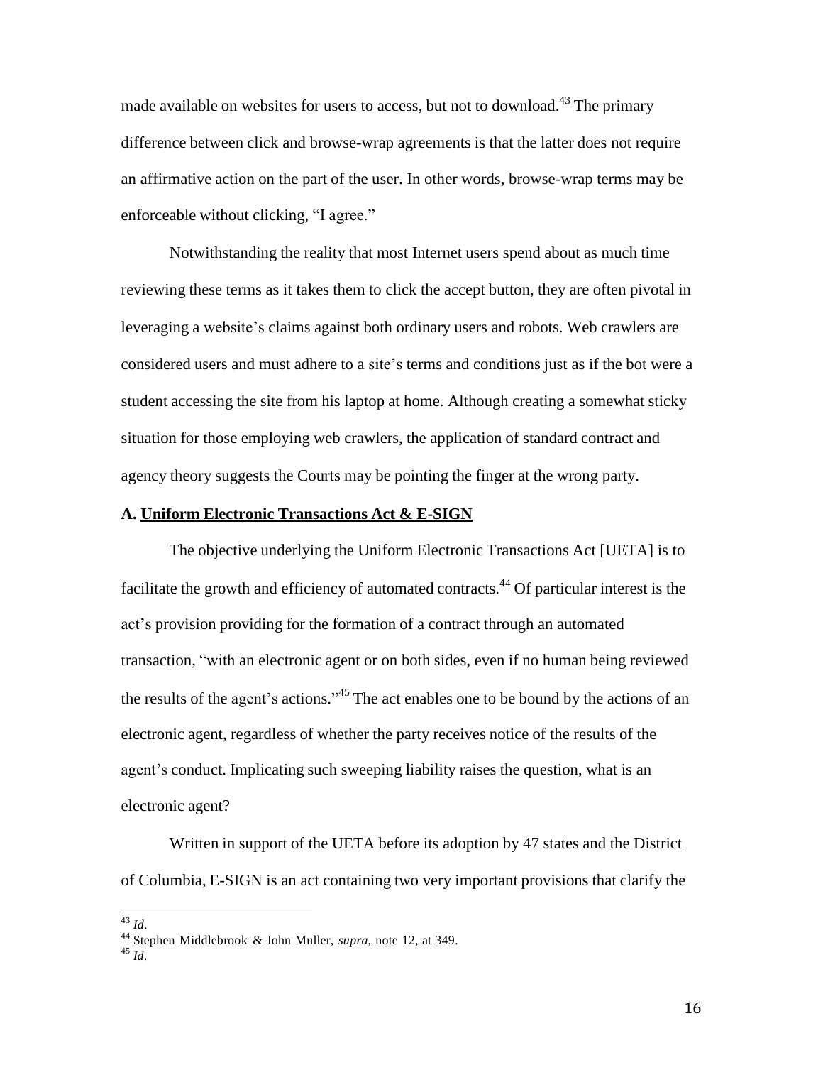made available on websites for users to access, but not to download.[43] The primary difference between click and browse-wrap agreements is that the latter does not require an affirmative action on the part of the user. In other words, browse-wrap terms may be enforceable without clicking, "I agree."

Notwithstanding the reality that most Internet users spend about as much time reviewing these terms as it takes them to click the accept button, they are often pivotal in leveraging a website's claims against both ordinary users and robots. Web crawlers are considered users and must adhere to a site's terms and conditions just as if the bot were a student accessing the site from his laptop at home. Although creating a somewhat sticky situation for those employing web crawlers, the application of standard contract and agency theory suggests the Courts may be pointing the finger at the wrong party.

### A. <u>Uniform Electronic Transactions Act & E-SIGN</u>

The objective underlying the Uniform Electronic Transactions Act [UETA] is to facilitate the growth and efficiency of automated contracts.[44] Of particular interest is the act's provision providing for the formation of a contract through an automated transaction, "with an electronic agent or on both sides, even if no human being reviewed the results of the agent's actions."[45] The act enables one to be bound by the actions of an electronic agent, regardless of whether the party receives notice of the results of the agent's conduct. Implicating such sweeping liability raises the question, what is an electronic agent?

Written in support of the UETA before its adoption by 47 states and the District of Columbia, E-SIGN is an act containing two very important provisions that clarify the

---

[43] *Id*.

[44] Stephen Middlebrook & John Muller, *supra*, note 12, at 349.

[45] *Id*.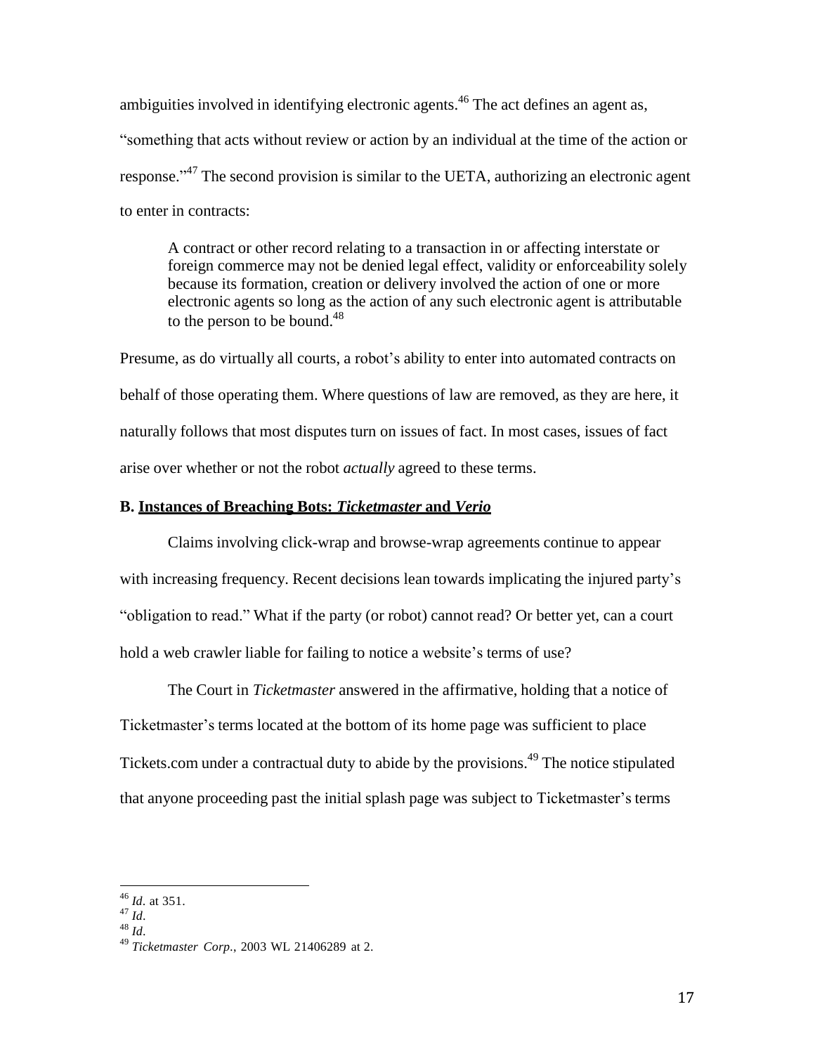ambiguities involved in identifying electronic agents.[46] The act defines an agent as, "something that acts without review or action by an individual at the time of the action or response."[47] The second provision is similar to the UETA, authorizing an electronic agent to enter in contracts:

> A contract or other record relating to a transaction in or affecting interstate or foreign commerce may not be denied legal effect, validity or enforceability solely because its formation, creation or delivery involved the action of one or more electronic agents so long as the action of any such electronic agent is attributable to the person to be bound.[48]

Presume, as do virtually all courts, a robot's ability to enter into automated contracts on behalf of those operating them. Where questions of law are removed, as they are here, it naturally follows that most disputes turn on issues of fact. In most cases, issues of fact arise over whether or not the robot *actually* agreed to these terms.

### B. Instances of Breaching Bots: *Ticketmaster* and *Verio*

Claims involving click-wrap and browse-wrap agreements continue to appear with increasing frequency. Recent decisions lean towards implicating the injured party's "obligation to read." What if the party (or robot) cannot read? Or better yet, can a court hold a web crawler liable for failing to notice a website's terms of use?

The Court in *Ticketmaster* answered in the affirmative, holding that a notice of Ticketmaster's terms located at the bottom of its home page was sufficient to place Tickets.com under a contractual duty to abide by the provisions.[49] The notice stipulated that anyone proceeding past the initial splash page was subject to Ticketmaster's terms

---

[46] *Id*. at 351.
[47] *Id*.
[48] *Id*.
[49] *Ticketmaster Corp.*, 2003 WL 21406289 at 2.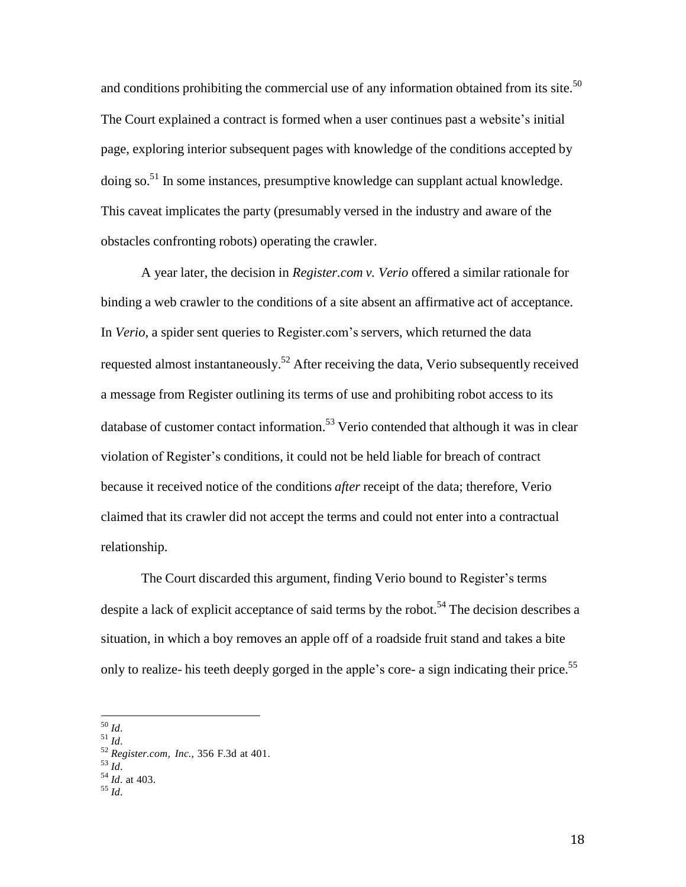and conditions prohibiting the commercial use of any information obtained from its site.[50] The Court explained a contract is formed when a user continues past a website's initial page, exploring interior subsequent pages with knowledge of the conditions accepted by doing so.[51] In some instances, presumptive knowledge can supplant actual knowledge. This caveat implicates the party (presumably versed in the industry and aware of the obstacles confronting robots) operating the crawler.

A year later, the decision in *Register.com v. Verio* offered a similar rationale for binding a web crawler to the conditions of a site absent an affirmative act of acceptance. In *Verio*, a spider sent queries to Register.com's servers, which returned the data requested almost instantaneously.[52] After receiving the data, Verio subsequently received a message from Register outlining its terms of use and prohibiting robot access to its database of customer contact information.[53] Verio contended that although it was in clear violation of Register's conditions, it could not be held liable for breach of contract because it received notice of the conditions *after* receipt of the data; therefore, Verio claimed that its crawler did not accept the terms and could not enter into a contractual relationship.

The Court discarded this argument, finding Verio bound to Register's terms despite a lack of explicit acceptance of said terms by the robot.[54] The decision describes a situation, in which a boy removes an apple off of a roadside fruit stand and takes a bite only to realize- his teeth deeply gorged in the apple's core- a sign indicating their price.[55]

---

[50] *Id*.
[51] *Id*.
[52] *Register.com, Inc.*, 356 F.3d at 401.
[53] *Id*.
[54] *Id*. at 403.
[55] *Id*.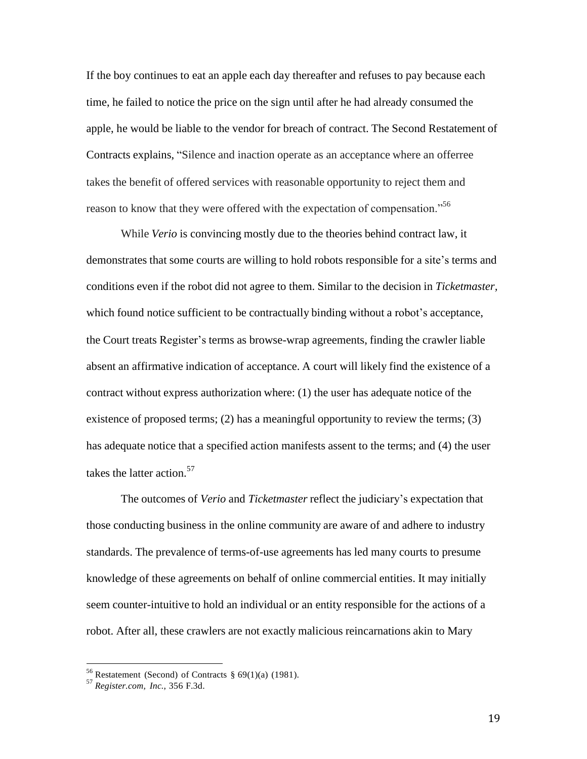If the boy continues to eat an apple each day thereafter and refuses to pay because each time, he failed to notice the price on the sign until after he had already consumed the apple, he would be liable to the vendor for breach of contract. The Second Restatement of Contracts explains, "Silence and inaction operate as an acceptance where an offerree takes the benefit of offered services with reasonable opportunity to reject them and reason to know that they were offered with the expectation of compensation."[56]

While *Verio* is convincing mostly due to the theories behind contract law, it demonstrates that some courts are willing to hold robots responsible for a site's terms and conditions even if the robot did not agree to them. Similar to the decision in *Ticketmaster*, which found notice sufficient to be contractually binding without a robot's acceptance, the Court treats Register's terms as browse-wrap agreements, finding the crawler liable absent an affirmative indication of acceptance. A court will likely find the existence of a contract without express authorization where: (1) the user has adequate notice of the existence of proposed terms; (2) has a meaningful opportunity to review the terms; (3) has adequate notice that a specified action manifests assent to the terms; and (4) the user takes the latter action.[57]

The outcomes of *Verio* and *Ticketmaster* reflect the judiciary's expectation that those conducting business in the online community are aware of and adhere to industry standards. The prevalence of terms-of-use agreements has led many courts to presume knowledge of these agreements on behalf of online commercial entities. It may initially seem counter-intuitive to hold an individual or an entity responsible for the actions of a robot. After all, these crawlers are not exactly malicious reincarnations akin to Mary

---

[56] Restatement (Second) of Contracts § 69(1)(a) (1981).

[57] *Register.com, Inc.*, 356 F.3d.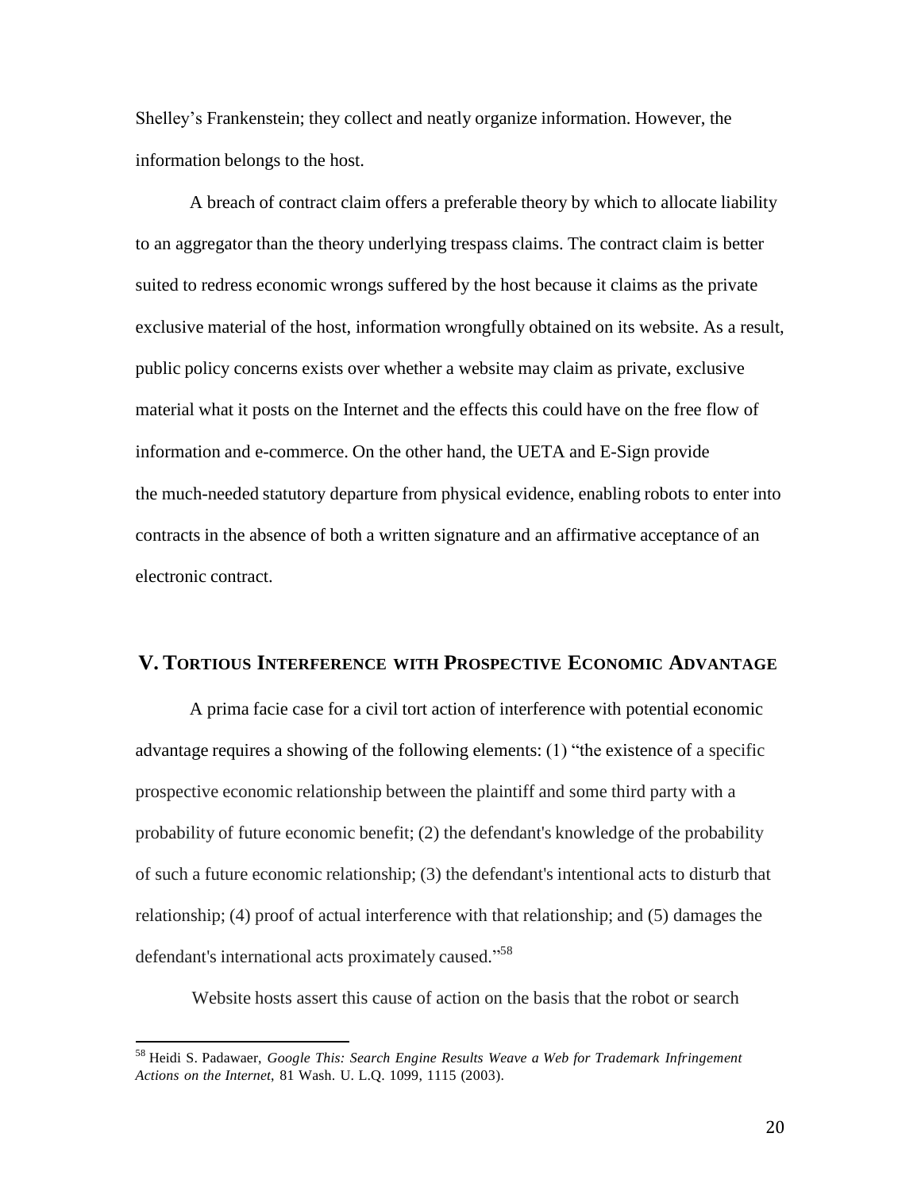Shelley's Frankenstein; they collect and neatly organize information. However, the information belongs to the host.

A breach of contract claim offers a preferable theory by which to allocate liability to an aggregator than the theory underlying trespass claims. The contract claim is better suited to redress economic wrongs suffered by the host because it claims as the private exclusive material of the host, information wrongfully obtained on its website. As a result, public policy concerns exists over whether a website may claim as private, exclusive material what it posts on the Internet and the effects this could have on the free flow of information and e-commerce. On the other hand, the UETA and E-Sign provide the much-needed statutory departure from physical evidence, enabling robots to enter into contracts in the absence of both a written signature and an affirmative acceptance of an electronic contract.

## V. Tortious Interference with Prospective Economic Advantage

A prima facie case for a civil tort action of interference with potential economic advantage requires a showing of the following elements: (1) "the existence of a specific prospective economic relationship between the plaintiff and some third party with a probability of future economic benefit; (2) the defendant's knowledge of the probability of such a future economic relationship; (3) the defendant's intentional acts to disturb that relationship; (4) proof of actual interference with that relationship; and (5) damages the defendant's international acts proximately caused."[58]

Website hosts assert this cause of action on the basis that the robot or search

---

[58] Heidi S. Padawaer, *Google This: Search Engine Results Weave a Web for Trademark Infringement Actions on the Internet*, 81 Wash. U. L.Q. 1099, 1115 (2003).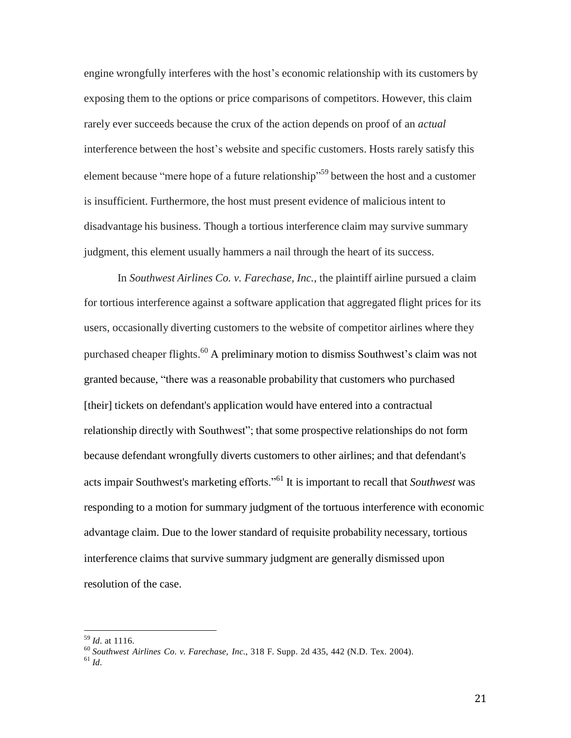engine wrongfully interferes with the host's economic relationship with its customers by exposing them to the options or price comparisons of competitors. However, this claim rarely ever succeeds because the crux of the action depends on proof of an *actual* interference between the host's website and specific customers. Hosts rarely satisfy this element because "mere hope of a future relationship"[59] between the host and a customer is insufficient. Furthermore, the host must present evidence of malicious intent to disadvantage his business. Though a tortious interference claim may survive summary judgment, this element usually hammers a nail through the heart of its success.

In *Southwest Airlines Co. v. Farechase, Inc.*, the plaintiff airline pursued a claim for tortious interference against a software application that aggregated flight prices for its users, occasionally diverting customers to the website of competitor airlines where they purchased cheaper flights.[60] A preliminary motion to dismiss Southwest's claim was not granted because, "there was a reasonable probability that customers who purchased [their] tickets on defendant's application would have entered into a contractual relationship directly with Southwest"; that some prospective relationships do not form because defendant wrongfully diverts customers to other airlines; and that defendant's acts impair Southwest's marketing efforts."[61] It is important to recall that *Southwest* was responding to a motion for summary judgment of the tortuous interference with economic advantage claim. Due to the lower standard of requisite probability necessary, tortious interference claims that survive summary judgment are generally dismissed upon resolution of the case.

---

[59] *Id*. at 1116.

[60] *Southwest Airlines Co. v. Farechase, Inc.*, 318 F. Supp. 2d 435, 442 (N.D. Tex. 2004).

[61] *Id*.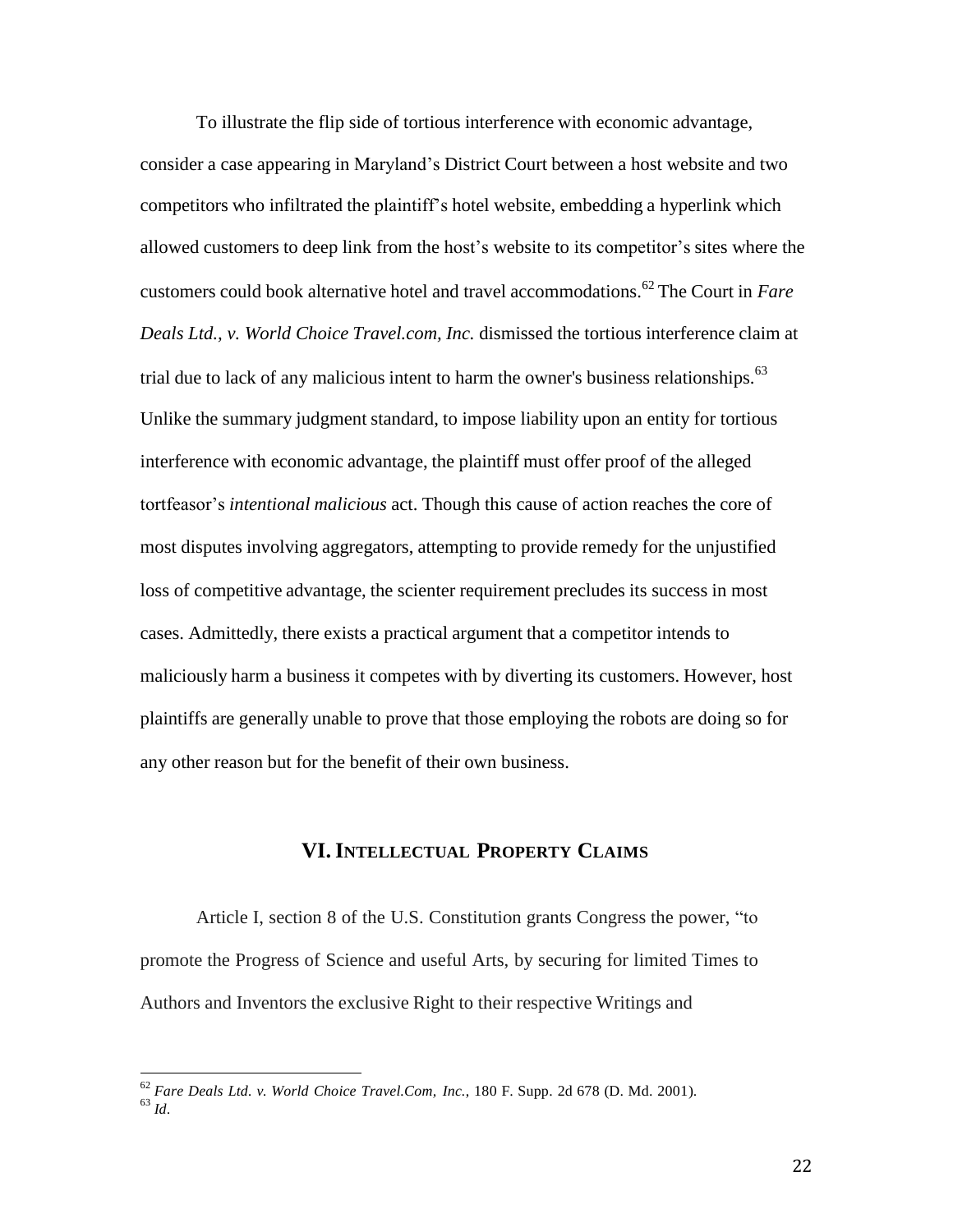To illustrate the flip side of tortious interference with economic advantage, consider a case appearing in Maryland's District Court between a host website and two competitors who infiltrated the plaintiff's hotel website, embedding a hyperlink which allowed customers to deep link from the host's website to its competitor's sites where the customers could book alternative hotel and travel accommodations.[62] The Court in *Fare Deals Ltd., v. World Choice Travel.com, Inc.* dismissed the tortious interference claim at trial due to lack of any malicious intent to harm the owner's business relationships.[63] Unlike the summary judgment standard, to impose liability upon an entity for tortious interference with economic advantage, the plaintiff must offer proof of the alleged tortfeasor's *intentional malicious* act. Though this cause of action reaches the core of most disputes involving aggregators, attempting to provide remedy for the unjustified loss of competitive advantage, the scienter requirement precludes its success in most cases. Admittedly, there exists a practical argument that a competitor intends to maliciously harm a business it competes with by diverting its customers. However, host plaintiffs are generally unable to prove that those employing the robots are doing so for any other reason but for the benefit of their own business.

## VI. INTELLECTUAL PROPERTY CLAIMS

Article I, section 8 of the U.S. Constitution grants Congress the power, "to promote the Progress of Science and useful Arts, by securing for limited Times to Authors and Inventors the exclusive Right to their respective Writings and

---

[62] *Fare Deals Ltd. v. World Choice Travel.Com, Inc.*, 180 F. Supp. 2d 678 (D. Md. 2001).
[63] *Id*.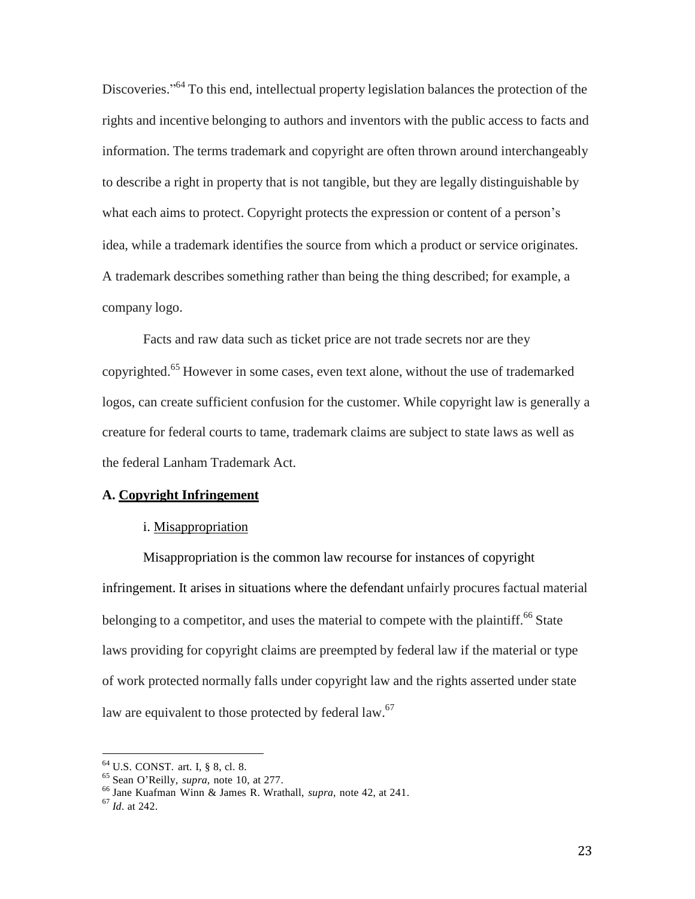Discoveries."[64] To this end, intellectual property legislation balances the protection of the rights and incentive belonging to authors and inventors with the public access to facts and information. The terms trademark and copyright are often thrown around interchangeably to describe a right in property that is not tangible, but they are legally distinguishable by what each aims to protect. Copyright protects the expression or content of a person's idea, while a trademark identifies the source from which a product or service originates. A trademark describes something rather than being the thing described; for example, a company logo.

Facts and raw data such as ticket price are not trade secrets nor are they copyrighted.[65] However in some cases, even text alone, without the use of trademarked logos, can create sufficient confusion for the customer. While copyright law is generally a creature for federal courts to tame, trademark claims are subject to state laws as well as the federal Lanham Trademark Act.

### A. <u>Copyright Infringement</u>

#### i. <u>Misappropriation</u>

Misappropriation is the common law recourse for instances of copyright infringement. It arises in situations where the defendant unfairly procures factual material belonging to a competitor, and uses the material to compete with the plaintiff.[66] State laws providing for copyright claims are preempted by federal law if the material or type of work protected normally falls under copyright law and the rights asserted under state law are equivalent to those protected by federal law.[67]

---

[64] U.S. CONST. art. I, § 8, cl. 8.
[65] Sean O'Reilly, *supra*, note 10, at 277.
[66] Jane Kuafman Winn & James R. Wrathall, *supra*, note 42, at 241.
[67] *Id*. at 242.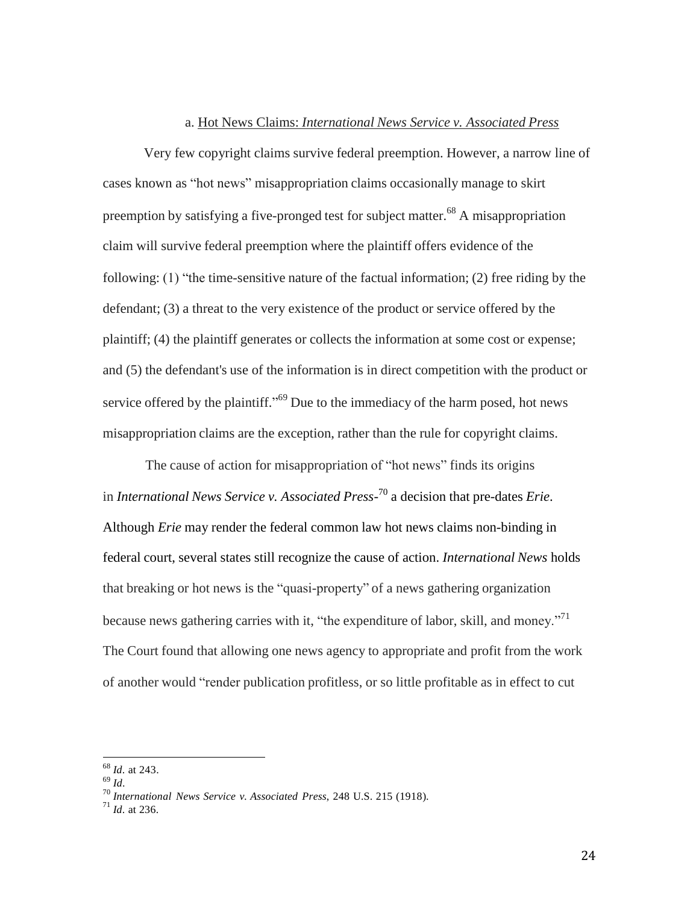#### a. Hot News Claims: *International News Service v. Associated Press*

Very few copyright claims survive federal preemption. However, a narrow line of cases known as "hot news" misappropriation claims occasionally manage to skirt preemption by satisfying a five-pronged test for subject matter.[68] A misappropriation claim will survive federal preemption where the plaintiff offers evidence of the following: (1) "the time-sensitive nature of the factual information; (2) free riding by the defendant; (3) a threat to the very existence of the product or service offered by the plaintiff; (4) the plaintiff generates or collects the information at some cost or expense; and (5) the defendant's use of the information is in direct competition with the product or service offered by the plaintiff."[69] Due to the immediacy of the harm posed, hot news misappropriation claims are the exception, rather than the rule for copyright claims.

The cause of action for misappropriation of "hot news" finds its origins in *International News Service v. Associated Press*-[70] a decision that pre-dates *Erie*. Although *Erie* may render the federal common law hot news claims non-binding in federal court, several states still recognize the cause of action. *International News* holds that breaking or hot news is the "quasi-property" of a news gathering organization because news gathering carries with it, "the expenditure of labor, skill, and money."[71] The Court found that allowing one news agency to appropriate and profit from the work of another would "render publication profitless, or so little profitable as in effect to cut

---

[68] *Id*. at 243.

[69] *Id*.

[70] *International News Service v. Associated Press*, 248 U.S. 215 (1918).

[71] *Id*. at 236.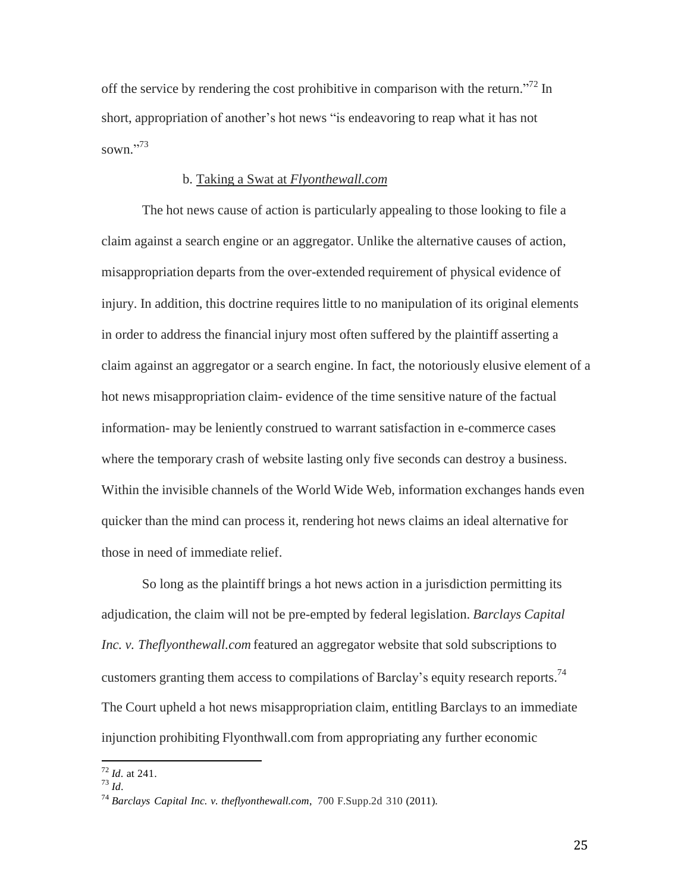off the service by rendering the cost prohibitive in comparison with the return."[72] In short, appropriation of another's hot news "is endeavoring to reap what it has not sown."[73]

b. Taking a Swat at *Flyonthewall.com*

The hot news cause of action is particularly appealing to those looking to file a claim against a search engine or an aggregator. Unlike the alternative causes of action, misappropriation departs from the over-extended requirement of physical evidence of injury. In addition, this doctrine requires little to no manipulation of its original elements in order to address the financial injury most often suffered by the plaintiff asserting a claim against an aggregator or a search engine. In fact, the notoriously elusive element of a hot news misappropriation claim- evidence of the time sensitive nature of the factual information- may be leniently construed to warrant satisfaction in e-commerce cases where the temporary crash of website lasting only five seconds can destroy a business. Within the invisible channels of the World Wide Web, information exchanges hands even quicker than the mind can process it, rendering hot news claims an ideal alternative for those in need of immediate relief.

So long as the plaintiff brings a hot news action in a jurisdiction permitting its adjudication, the claim will not be pre-empted by federal legislation. *Barclays Capital Inc. v. Theflyonthewall.com* featured an aggregator website that sold subscriptions to customers granting them access to compilations of Barclay's equity research reports.[74] The Court upheld a hot news misappropriation claim, entitling Barclays to an immediate injunction prohibiting Flyonthwall.com from appropriating any further economic

---

[72] *Id*. at 241.

[73] *Id*.

[74] *Barclays Capital Inc. v. theflyonthewall.com*, 700 F.Supp.2d 310 (2011).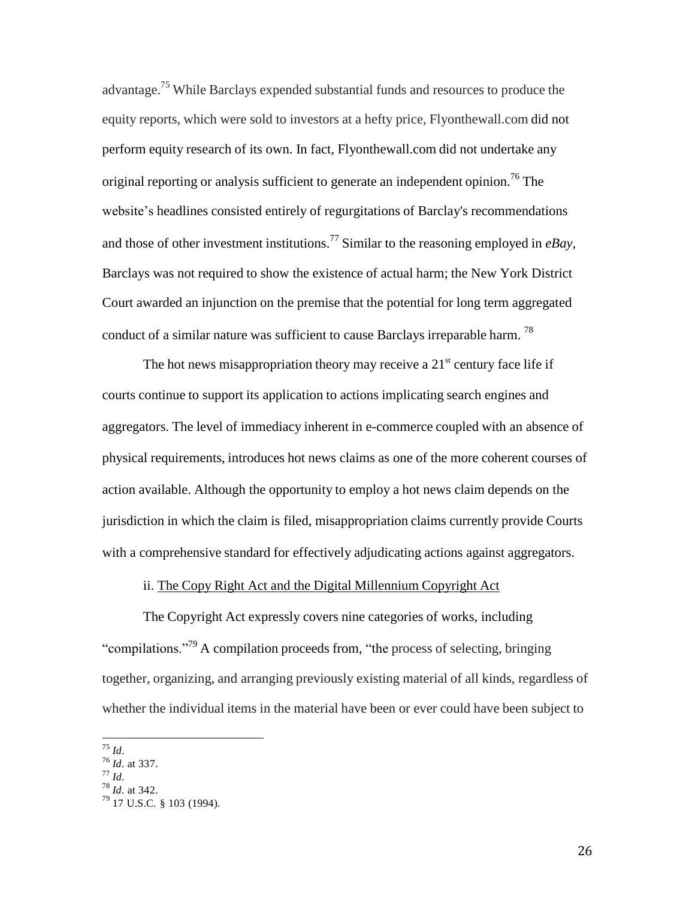advantage.[75] While Barclays expended substantial funds and resources to produce the equity reports, which were sold to investors at a hefty price, Flyonthewall.com did not perform equity research of its own. In fact, Flyonthewall.com did not undertake any original reporting or analysis sufficient to generate an independent opinion.[76] The website's headlines consisted entirely of regurgitations of Barclay's recommendations and those of other investment institutions.[77] Similar to the reasoning employed in *eBay*, Barclays was not required to show the existence of actual harm; the New York District Court awarded an injunction on the premise that the potential for long term aggregated conduct of a similar nature was sufficient to cause Barclays irreparable harm.[78]

The hot news misappropriation theory may receive a 21st century face life if courts continue to support its application to actions implicating search engines and aggregators. The level of immediacy inherent in e-commerce coupled with an absence of physical requirements, introduces hot news claims as one of the more coherent courses of action available. Although the opportunity to employ a hot news claim depends on the jurisdiction in which the claim is filed, misappropriation claims currently provide Courts with a comprehensive standard for effectively adjudicating actions against aggregators.

ii. <u>The Copy Right Act and the Digital Millennium Copyright Act</u>

The Copyright Act expressly covers nine categories of works, including "compilations."[79] A compilation proceeds from, "the process of selecting, bringing together, organizing, and arranging previously existing material of all kinds, regardless of whether the individual items in the material have been or ever could have been subject to

---

[75] *Id*.
[76] *Id*. at 337.
[77] *Id*.
[78] *Id*. at 342.
[79] 17 U.S.C. § 103 (1994).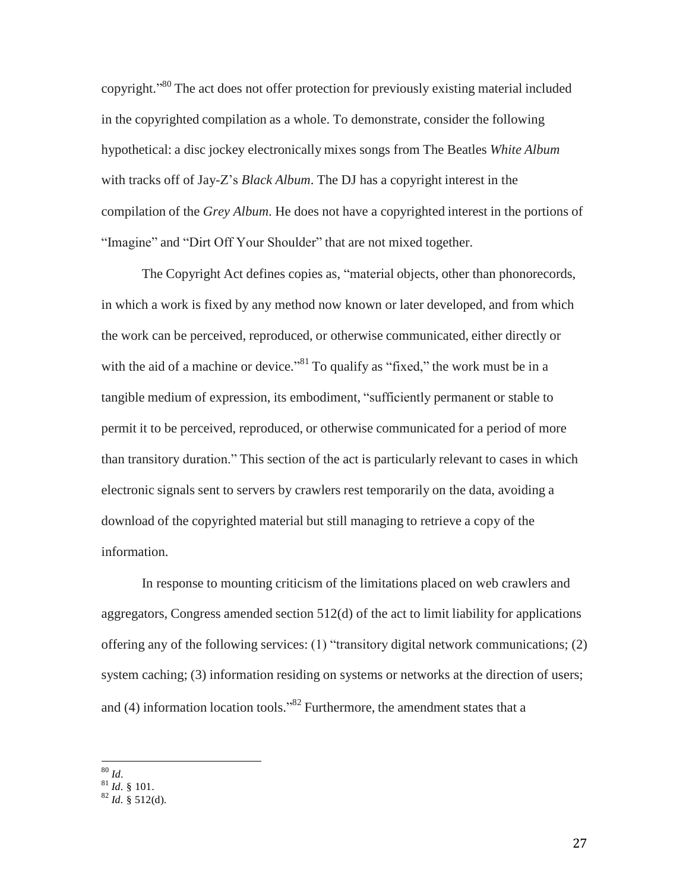copyright."[80] The act does not offer protection for previously existing material included in the copyrighted compilation as a whole. To demonstrate, consider the following hypothetical: a disc jockey electronically mixes songs from The Beatles *White Album* with tracks off of Jay-Z's *Black Album*. The DJ has a copyright interest in the compilation of the *Grey Album*. He does not have a copyrighted interest in the portions of "Imagine" and "Dirt Off Your Shoulder" that are not mixed together.

The Copyright Act defines copies as, "material objects, other than phonorecords, in which a work is fixed by any method now known or later developed, and from which the work can be perceived, reproduced, or otherwise communicated, either directly or with the aid of a machine or device."[81] To qualify as "fixed," the work must be in a tangible medium of expression, its embodiment, "sufficiently permanent or stable to permit it to be perceived, reproduced, or otherwise communicated for a period of more than transitory duration." This section of the act is particularly relevant to cases in which electronic signals sent to servers by crawlers rest temporarily on the data, avoiding a download of the copyrighted material but still managing to retrieve a copy of the information.

In response to mounting criticism of the limitations placed on web crawlers and aggregators, Congress amended section 512(d) of the act to limit liability for applications offering any of the following services: (1) "transitory digital network communications; (2) system caching; (3) information residing on systems or networks at the direction of users; and (4) information location tools."[82] Furthermore, the amendment states that a

---

[80] *Id*.
[81] *Id*. § 101.
[82] *Id*. § 512(d).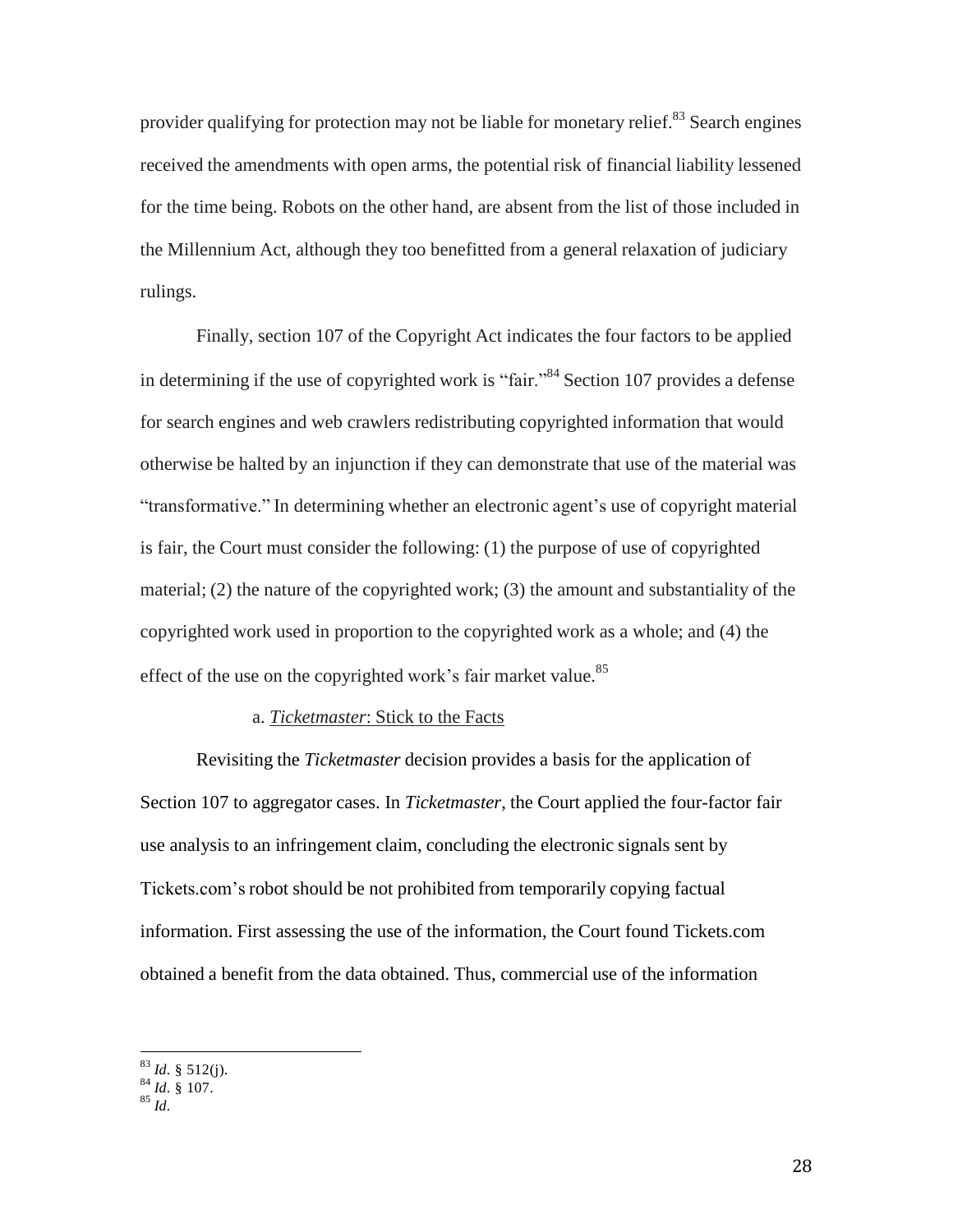provider qualifying for protection may not be liable for monetary relief.[83] Search engines received the amendments with open arms, the potential risk of financial liability lessened for the time being. Robots on the other hand, are absent from the list of those included in the Millennium Act, although they too benefitted from a general relaxation of judiciary rulings.

Finally, section 107 of the Copyright Act indicates the four factors to be applied in determining if the use of copyrighted work is "fair."[84] Section 107 provides a defense for search engines and web crawlers redistributing copyrighted information that would otherwise be halted by an injunction if they can demonstrate that use of the material was "transformative." In determining whether an electronic agent's use of copyright material is fair, the Court must consider the following: (1) the purpose of use of copyrighted material; (2) the nature of the copyrighted work; (3) the amount and substantiality of the copyrighted work used in proportion to the copyrighted work as a whole; and (4) the effect of the use on the copyrighted work's fair market value.[85]

a. <u>*Ticketmaster*: Stick to the Facts</u>

Revisiting the *Ticketmaster* decision provides a basis for the application of Section 107 to aggregator cases. In *Ticketmaster*, the Court applied the four-factor fair use analysis to an infringement claim, concluding the electronic signals sent by Tickets.com's robot should be not prohibited from temporarily copying factual information. First assessing the use of the information, the Court found Tickets.com obtained a benefit from the data obtained. Thus, commercial use of the information

---

[83] *Id*. § 512(j).
[84] *Id*. § 107.
[85] *Id*.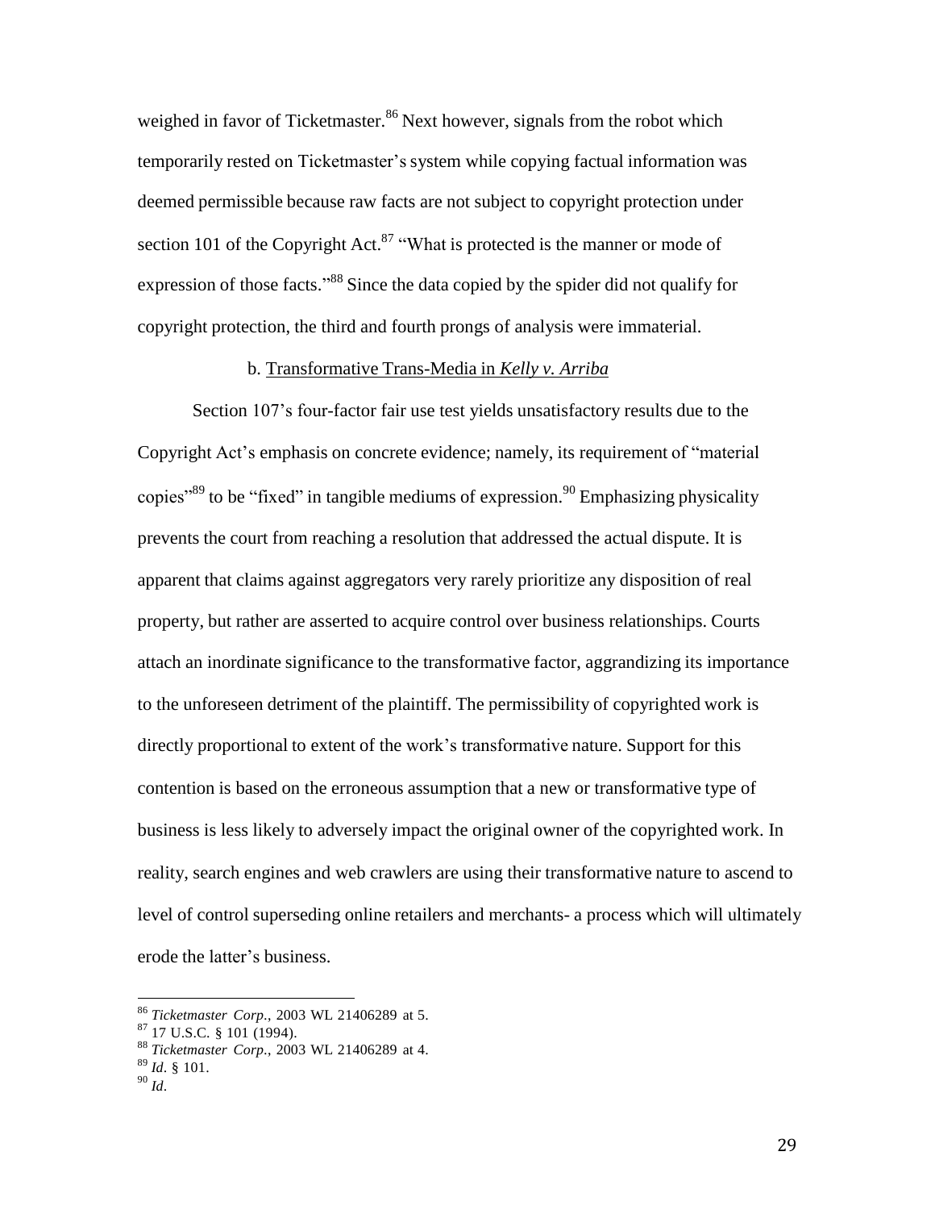weighed in favor of Ticketmaster.[86] Next however, signals from the robot which temporarily rested on Ticketmaster's system while copying factual information was deemed permissible because raw facts are not subject to copyright protection under section 101 of the Copyright Act.[87] "What is protected is the manner or mode of expression of those facts."[88] Since the data copied by the spider did not qualify for copyright protection, the third and fourth prongs of analysis were immaterial.

b. Transformative Trans-Media in *Kelly v. Arriba*

Section 107's four-factor fair use test yields unsatisfactory results due to the Copyright Act's emphasis on concrete evidence; namely, its requirement of "material copies"[89] to be "fixed" in tangible mediums of expression.[90] Emphasizing physicality prevents the court from reaching a resolution that addressed the actual dispute. It is apparent that claims against aggregators very rarely prioritize any disposition of real property, but rather are asserted to acquire control over business relationships. Courts attach an inordinate significance to the transformative factor, aggrandizing its importance to the unforeseen detriment of the plaintiff. The permissibility of copyrighted work is directly proportional to extent of the work's transformative nature. Support for this contention is based on the erroneous assumption that a new or transformative type of business is less likely to adversely impact the original owner of the copyrighted work. In reality, search engines and web crawlers are using their transformative nature to ascend to level of control superseding online retailers and merchants- a process which will ultimately erode the latter's business.

---

[86] *Ticketmaster Corp.*, 2003 WL 21406289 at 5.

[87] 17 U.S.C. § 101 (1994).

[88] *Ticketmaster Corp.*, 2003 WL 21406289 at 4.

[89] *Id*. § 101.

[90] *Id*.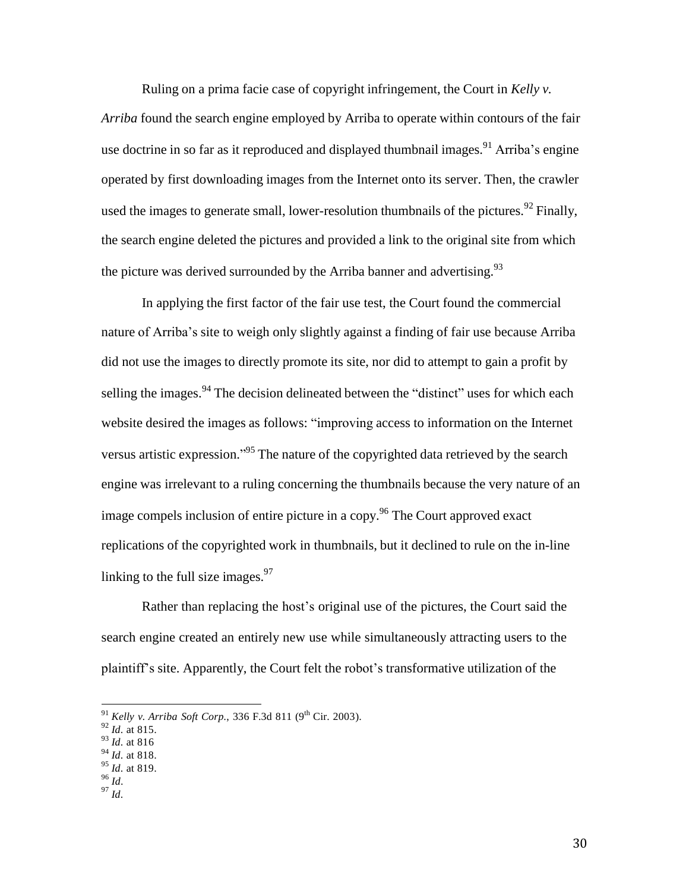Ruling on a prima facie case of copyright infringement, the Court in *Kelly v. Arriba* found the search engine employed by Arriba to operate within contours of the fair use doctrine in so far as it reproduced and displayed thumbnail images.[91] Arriba's engine operated by first downloading images from the Internet onto its server. Then, the crawler used the images to generate small, lower-resolution thumbnails of the pictures.[92] Finally, the search engine deleted the pictures and provided a link to the original site from which the picture was derived surrounded by the Arriba banner and advertising.[93]

In applying the first factor of the fair use test, the Court found the commercial nature of Arriba's site to weigh only slightly against a finding of fair use because Arriba did not use the images to directly promote its site, nor did to attempt to gain a profit by selling the images.[94] The decision delineated between the "distinct" uses for which each website desired the images as follows: "improving access to information on the Internet versus artistic expression."[95] The nature of the copyrighted data retrieved by the search engine was irrelevant to a ruling concerning the thumbnails because the very nature of an image compels inclusion of entire picture in a copy.[96] The Court approved exact replications of the copyrighted work in thumbnails, but it declined to rule on the in-line linking to the full size images.[97]

Rather than replacing the host's original use of the pictures, the Court said the search engine created an entirely new use while simultaneously attracting users to the plaintiff's site. Apparently, the Court felt the robot's transformative utilization of the

---

[91] *Kelly v. Arriba Soft Corp.*, 336 F.3d 811 (9th Cir. 2003).
[92] *Id*. at 815.
[93] *Id*. at 816
[94] *Id*. at 818.
[95] *Id*. at 819.
[96] *Id*.
[97] *Id*.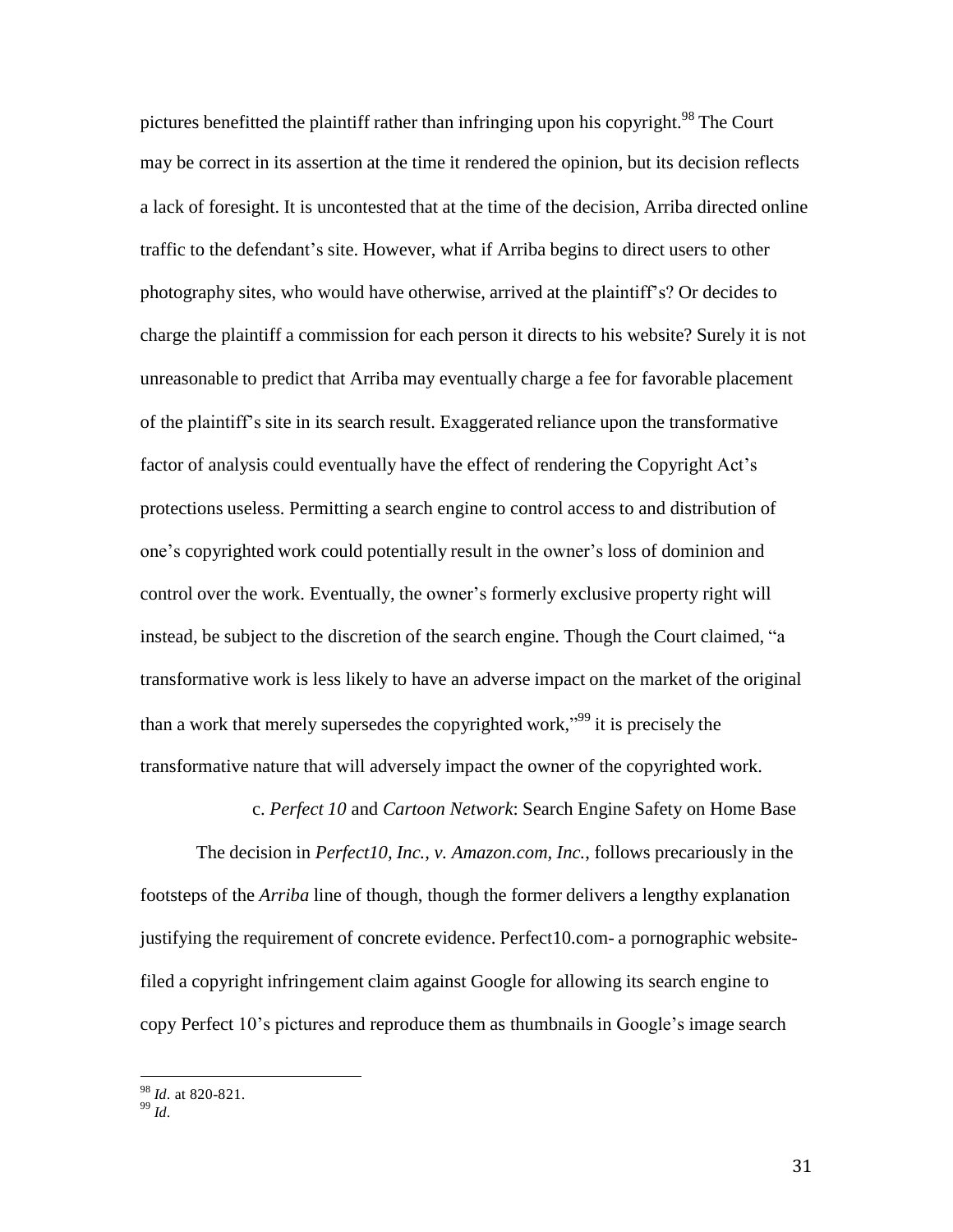pictures benefitted the plaintiff rather than infringing upon his copyright.[98] The Court may be correct in its assertion at the time it rendered the opinion, but its decision reflects a lack of foresight. It is uncontested that at the time of the decision, Arriba directed online traffic to the defendant's site. However, what if Arriba begins to direct users to other photography sites, who would have otherwise, arrived at the plaintiff's? Or decides to charge the plaintiff a commission for each person it directs to his website? Surely it is not unreasonable to predict that Arriba may eventually charge a fee for favorable placement of the plaintiff's site in its search result. Exaggerated reliance upon the transformative factor of analysis could eventually have the effect of rendering the Copyright Act's protections useless. Permitting a search engine to control access to and distribution of one's copyrighted work could potentially result in the owner's loss of dominion and control over the work. Eventually, the owner's formerly exclusive property right will instead, be subject to the discretion of the search engine. Though the Court claimed, "a transformative work is less likely to have an adverse impact on the market of the original than a work that merely supersedes the copyrighted work,"[99] it is precisely the transformative nature that will adversely impact the owner of the copyrighted work.

c. *Perfect 10* and *Cartoon Network*: Search Engine Safety on Home Base

The decision in *Perfect10, Inc., v. Amazon.com, Inc.*, follows precariously in the footsteps of the *Arriba* line of though, though the former delivers a lengthy explanation justifying the requirement of concrete evidence. Perfect10.com- a pornographic website- filed a copyright infringement claim against Google for allowing its search engine to copy Perfect 10's pictures and reproduce them as thumbnails in Google's image search

---

[98] *Id.* at 820-821.

[99] *Id.*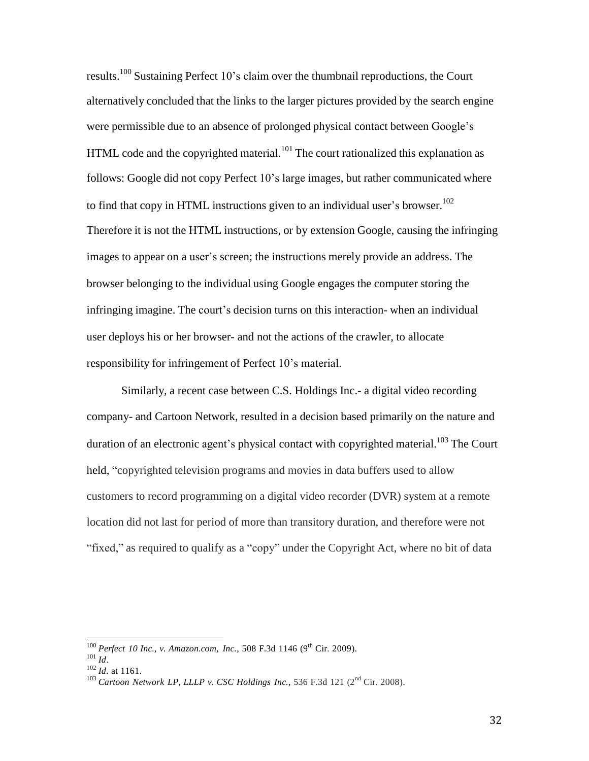results.[100] Sustaining Perfect 10's claim over the thumbnail reproductions, the Court alternatively concluded that the links to the larger pictures provided by the search engine were permissible due to an absence of prolonged physical contact between Google's HTML code and the copyrighted material.[101] The court rationalized this explanation as follows: Google did not copy Perfect 10's large images, but rather communicated where to find that copy in HTML instructions given to an individual user's browser.[102] Therefore it is not the HTML instructions, or by extension Google, causing the infringing images to appear on a user's screen; the instructions merely provide an address. The browser belonging to the individual using Google engages the computer storing the infringing imagine. The court's decision turns on this interaction- when an individual user deploys his or her browser- and not the actions of the crawler, to allocate responsibility for infringement of Perfect 10's material.

Similarly, a recent case between C.S. Holdings Inc.- a digital video recording company- and Cartoon Network, resulted in a decision based primarily on the nature and duration of an electronic agent's physical contact with copyrighted material.[103] The Court held, "copyrighted television programs and movies in data buffers used to allow customers to record programming on a digital video recorder (DVR) system at a remote location did not last for period of more than transitory duration, and therefore were not "fixed," as required to qualify as a "copy" under the Copyright Act, where no bit of data

---

[100] *Perfect 10 Inc., v. Amazon.com, Inc.*, 508 F.3d 1146 (9th Cir. 2009).

[101] *Id*.

[102] *Id*. at 1161.

[103] *Cartoon Network LP, LLLP v. CSC Holdings Inc.*, 536 F.3d 121 (2nd Cir. 2008).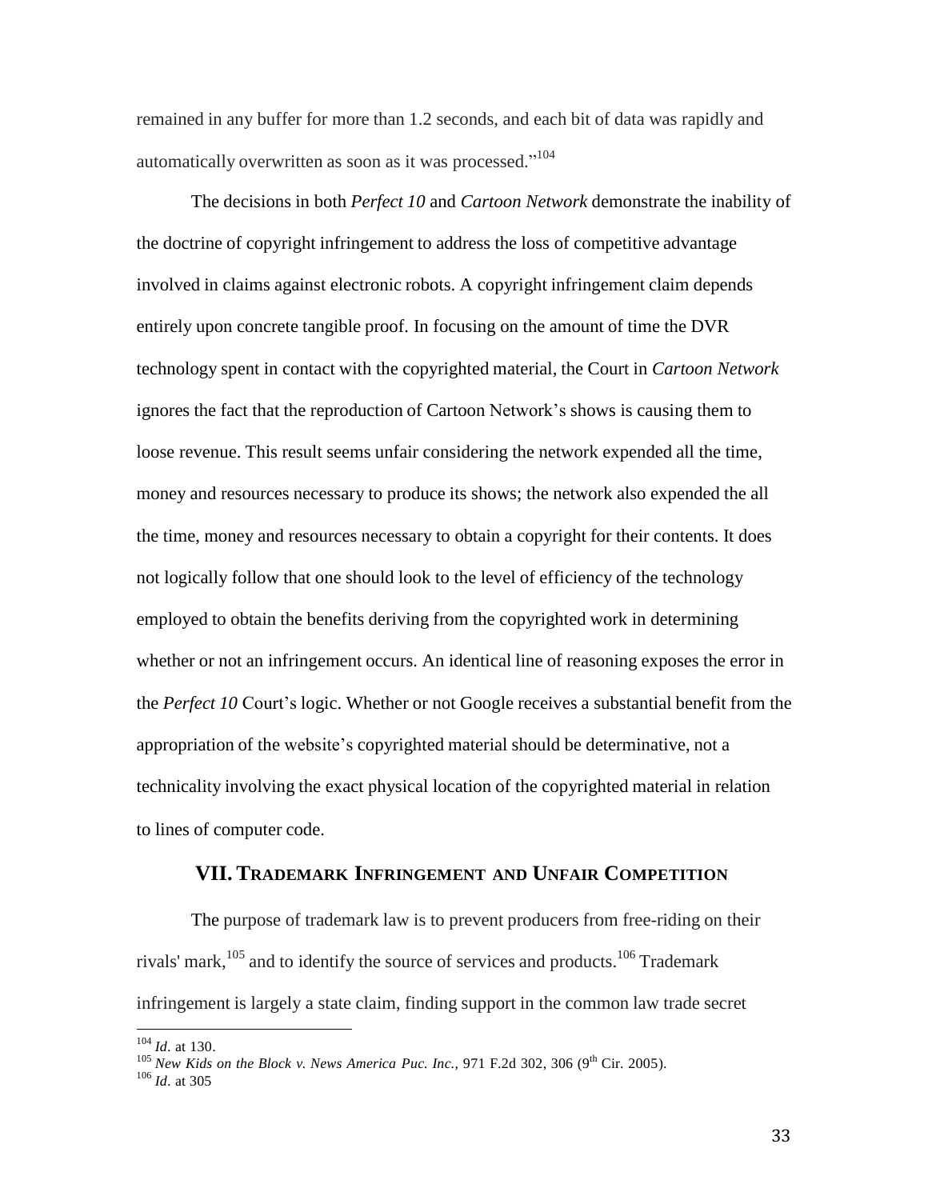remained in any buffer for more than 1.2 seconds, and each bit of data was rapidly and automatically overwritten as soon as it was processed."[104]

The decisions in both *Perfect 10* and *Cartoon Network* demonstrate the inability of the doctrine of copyright infringement to address the loss of competitive advantage involved in claims against electronic robots. A copyright infringement claim depends entirely upon concrete tangible proof. In focusing on the amount of time the DVR technology spent in contact with the copyrighted material, the Court in *Cartoon Network* ignores the fact that the reproduction of Cartoon Network's shows is causing them to loose revenue. This result seems unfair considering the network expended all the time, money and resources necessary to produce its shows; the network also expended the all the time, money and resources necessary to obtain a copyright for their contents. It does not logically follow that one should look to the level of efficiency of the technology employed to obtain the benefits deriving from the copyrighted work in determining whether or not an infringement occurs. An identical line of reasoning exposes the error in the *Perfect 10* Court's logic. Whether or not Google receives a substantial benefit from the appropriation of the website's copyrighted material should be determinative, not a technicality involving the exact physical location of the copyrighted material in relation to lines of computer code.

## VII. TRADEMARK INFRINGEMENT AND UNFAIR COMPETITION

The purpose of trademark law is to prevent producers from free-riding on their rivals' mark,[105] and to identify the source of services and products.[106] Trademark infringement is largely a state claim, finding support in the common law trade secret

---

[104] *Id*. at 130.

[105] *New Kids on the Block v. News America Puc. Inc.*, 971 F.2d 302, 306 (9th Cir. 2005).

[106] *Id*. at 305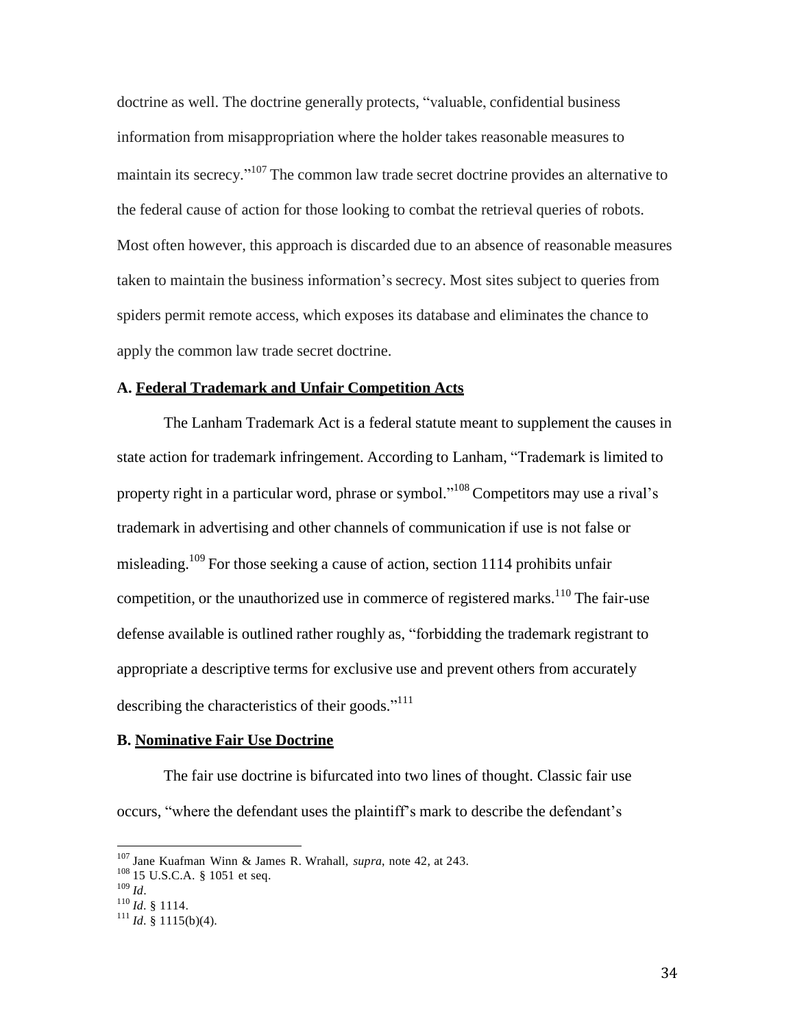doctrine as well. The doctrine generally protects, "valuable, confidential business information from misappropriation where the holder takes reasonable measures to maintain its secrecy."[107] The common law trade secret doctrine provides an alternative to the federal cause of action for those looking to combat the retrieval queries of robots. Most often however, this approach is discarded due to an absence of reasonable measures taken to maintain the business information's secrecy. Most sites subject to queries from spiders permit remote access, which exposes its database and eliminates the chance to apply the common law trade secret doctrine.

### A. <u>Federal Trademark and Unfair Competition Acts</u>

The Lanham Trademark Act is a federal statute meant to supplement the causes in state action for trademark infringement. According to Lanham, "Trademark is limited to property right in a particular word, phrase or symbol."[108] Competitors may use a rival's trademark in advertising and other channels of communication if use is not false or misleading.[109] For those seeking a cause of action, section 1114 prohibits unfair competition, or the unauthorized use in commerce of registered marks.[110] The fair-use defense available is outlined rather roughly as, "forbidding the trademark registrant to appropriate a descriptive terms for exclusive use and prevent others from accurately describing the characteristics of their goods."[111]

### B. <u>Nominative Fair Use Doctrine</u>

The fair use doctrine is bifurcated into two lines of thought. Classic fair use occurs, "where the defendant uses the plaintiff's mark to describe the defendant's

---

[107] Jane Kuafman Winn & James R. Wrahall, *supra*, note 42, at 243.
[108] 15 U.S.C.A. § 1051 et seq.
[109] *Id*.
[110] *Id*. § 1114.
[111] *Id*. § 1115(b)(4).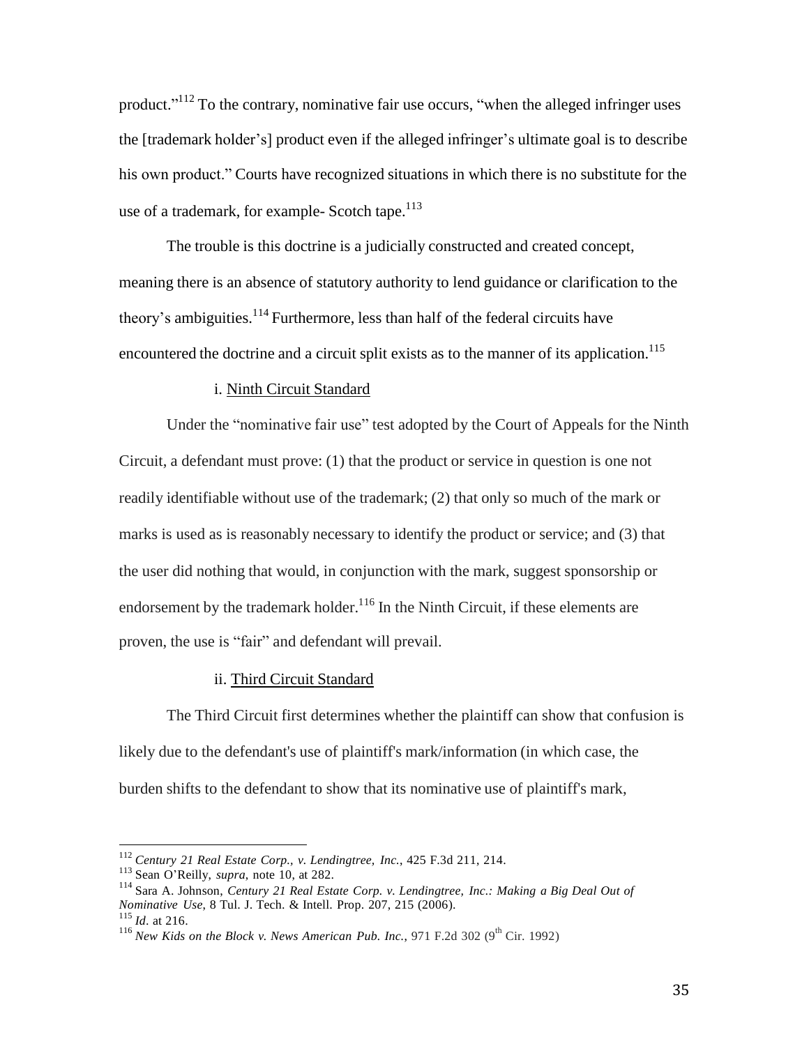product."[112] To the contrary, nominative fair use occurs, "when the alleged infringer uses the [trademark holder's] product even if the alleged infringer's ultimate goal is to describe his own product." Courts have recognized situations in which there is no substitute for the use of a trademark, for example- Scotch tape.[113]

The trouble is this doctrine is a judicially constructed and created concept, meaning there is an absence of statutory authority to lend guidance or clarification to the theory's ambiguities.[114] Furthermore, less than half of the federal circuits have encountered the doctrine and a circuit split exists as to the manner of its application.[115]

i. Ninth Circuit Standard

Under the "nominative fair use" test adopted by the Court of Appeals for the Ninth Circuit, a defendant must prove: (1) that the product or service in question is one not readily identifiable without use of the trademark; (2) that only so much of the mark or marks is used as is reasonably necessary to identify the product or service; and (3) that the user did nothing that would, in conjunction with the mark, suggest sponsorship or endorsement by the trademark holder.[116] In the Ninth Circuit, if these elements are proven, the use is "fair" and defendant will prevail.

ii. Third Circuit Standard

The Third Circuit first determines whether the plaintiff can show that confusion is likely due to the defendant's use of plaintiff's mark/information (in which case, the burden shifts to the defendant to show that its nominative use of plaintiff's mark,

---

[112] *Century 21 Real Estate Corp., v. Lendingtree, Inc.*, 425 F.3d 211, 214.

[113] Sean O'Reilly, *supra*, note 10, at 282.

[114] Sara A. Johnson, *Century 21 Real Estate Corp. v. Lendingtree, Inc.: Making a Big Deal Out of Nominative Use*, 8 Tul. J. Tech. & Intell. Prop. 207, 215 (2006).

[115] *Id*. at 216.

[116] *New Kids on the Block v. News American Pub. Inc.*, 971 F.2d 302 (9th Cir. 1992)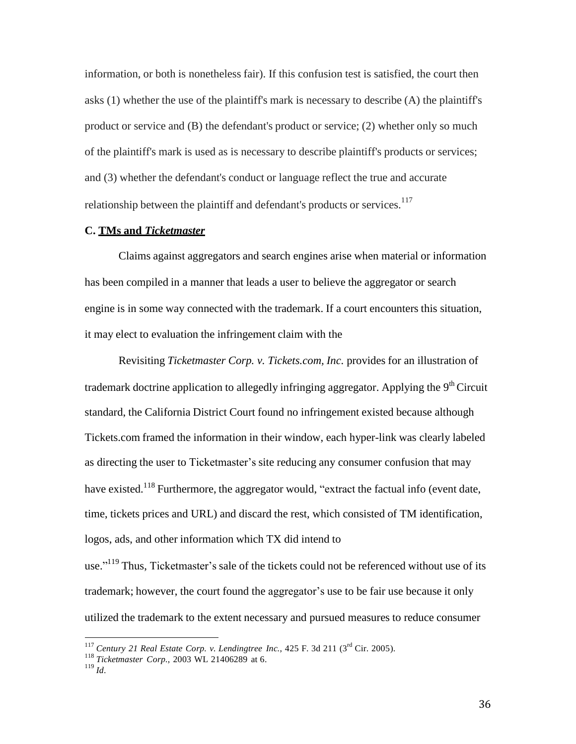information, or both is nonetheless fair). If this confusion test is satisfied, the court then asks (1) whether the use of the plaintiff's mark is necessary to describe (A) the plaintiff's product or service and (B) the defendant's product or service; (2) whether only so much of the plaintiff's mark is used as is necessary to describe plaintiff's products or services; and (3) whether the defendant's conduct or language reflect the true and accurate relationship between the plaintiff and defendant's products or services.[117]

### C. TMs and *Ticketmaster*

Claims against aggregators and search engines arise when material or information has been compiled in a manner that leads a user to believe the aggregator or search engine is in some way connected with the trademark. If a court encounters this situation, it may elect to evaluation the infringement claim with the

Revisiting *Ticketmaster Corp. v. Tickets.com, Inc.* provides for an illustration of trademark doctrine application to allegedly infringing aggregator. Applying the 9th Circuit standard, the California District Court found no infringement existed because although Tickets.com framed the information in their window, each hyper-link was clearly labeled as directing the user to Ticketmaster's site reducing any consumer confusion that may have existed.[118] Furthermore, the aggregator would, "extract the factual info (event date, time, tickets prices and URL) and discard the rest, which consisted of TM identification, logos, ads, and other information which TX did intend to use."[119] Thus, Ticketmaster's sale of the tickets could not be referenced without use of its trademark; however, the court found the aggregator's use to be fair use because it only utilized the trademark to the extent necessary and pursued measures to reduce consumer

---

[117] *Century 21 Real Estate Corp. v. Lendingtree Inc.*, 425 F. 3d 211 (3rd Cir. 2005).

[118] *Ticketmaster Corp.*, 2003 WL 21406289 at 6.

[119] *Id*.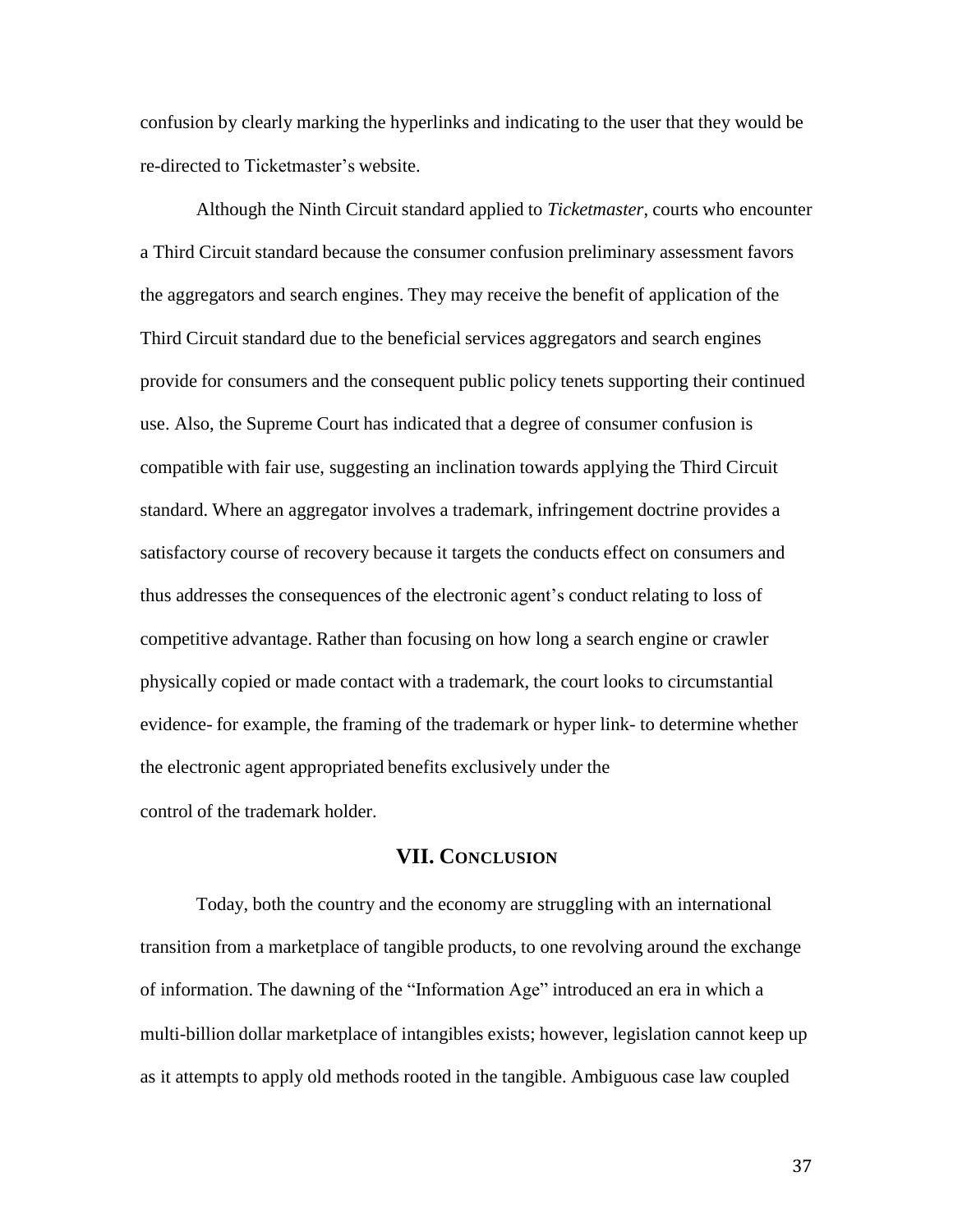confusion by clearly marking the hyperlinks and indicating to the user that they would be re-directed to Ticketmaster's website.

Although the Ninth Circuit standard applied to *Ticketmaster*, courts who encounter a Third Circuit standard because the consumer confusion preliminary assessment favors the aggregators and search engines. They may receive the benefit of application of the Third Circuit standard due to the beneficial services aggregators and search engines provide for consumers and the consequent public policy tenets supporting their continued use. Also, the Supreme Court has indicated that a degree of consumer confusion is compatible with fair use, suggesting an inclination towards applying the Third Circuit standard. Where an aggregator involves a trademark, infringement doctrine provides a satisfactory course of recovery because it targets the conducts effect on consumers and thus addresses the consequences of the electronic agent's conduct relating to loss of competitive advantage. Rather than focusing on how long a search engine or crawler physically copied or made contact with a trademark, the court looks to circumstantial evidence- for example, the framing of the trademark or hyper link- to determine whether the electronic agent appropriated benefits exclusively under the control of the trademark holder.

## VII. CONCLUSION

Today, both the country and the economy are struggling with an international transition from a marketplace of tangible products, to one revolving around the exchange of information. The dawning of the "Information Age" introduced an era in which a multi-billion dollar marketplace of intangibles exists; however, legislation cannot keep up as it attempts to apply old methods rooted in the tangible. Ambiguous case law coupled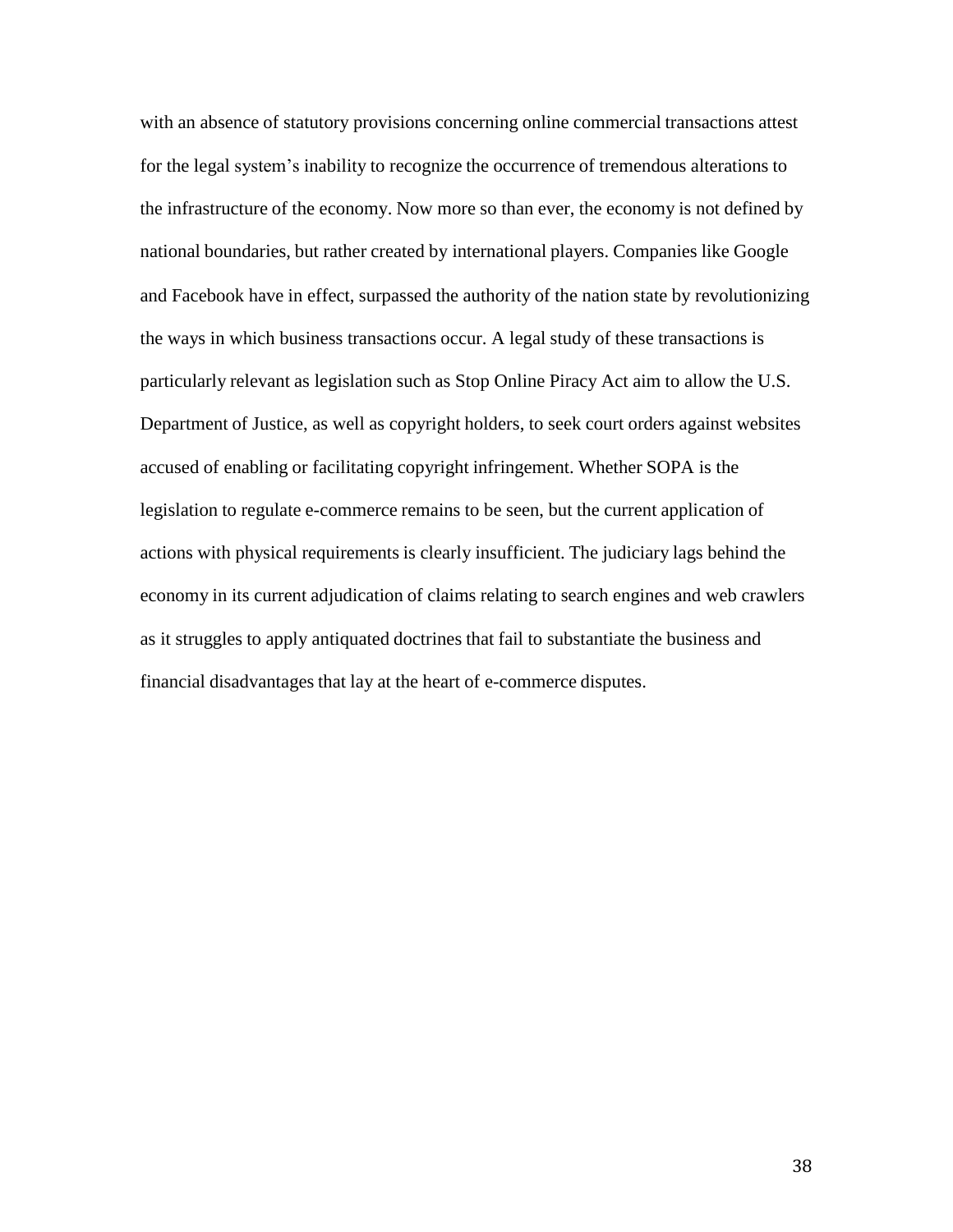with an absence of statutory provisions concerning online commercial transactions attest for the legal system's inability to recognize the occurrence of tremendous alterations to the infrastructure of the economy. Now more so than ever, the economy is not defined by national boundaries, but rather created by international players. Companies like Google and Facebook have in effect, surpassed the authority of the nation state by revolutionizing the ways in which business transactions occur. A legal study of these transactions is particularly relevant as legislation such as Stop Online Piracy Act aim to allow the U.S. Department of Justice, as well as copyright holders, to seek court orders against websites accused of enabling or facilitating copyright infringement. Whether SOPA is the legislation to regulate e-commerce remains to be seen, but the current application of actions with physical requirements is clearly insufficient. The judiciary lags behind the economy in its current adjudication of claims relating to search engines and web crawlers as it struggles to apply antiquated doctrines that fail to substantiate the business and financial disadvantages that lay at the heart of e-commerce disputes.